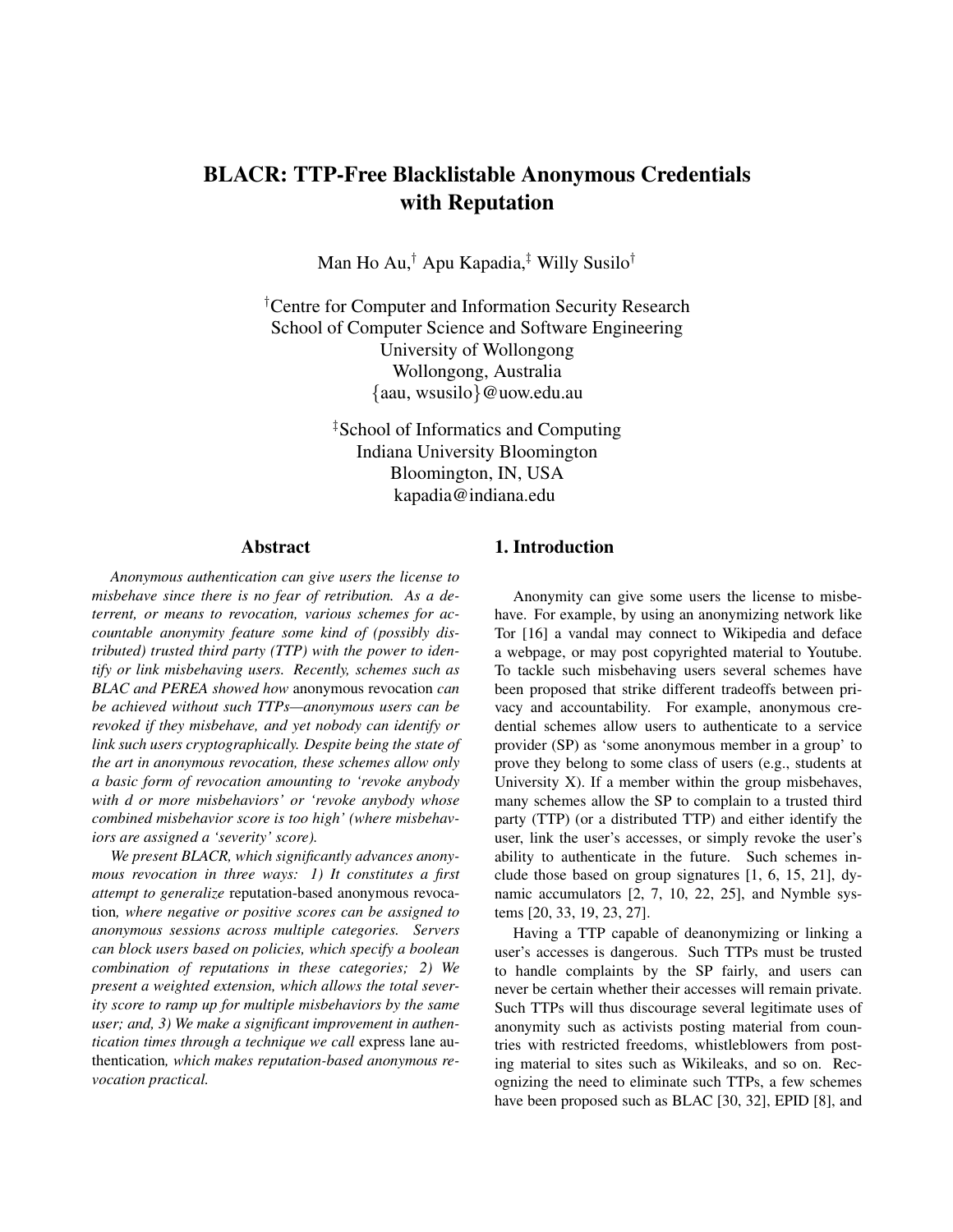# BLACR: TTP-Free Blacklistable Anonymous Credentials with Reputation

Man Ho Au,[†] Apu Kapadia,[‡] Willy Susilo[†]

[†]Centre for Computer and Information Security Research
School of Computer Science and Software Engineering
University of Wollongong
Wollongong, Australia
{aau, wsusilo}@uow.edu.au

[‡]School of Informatics and Computing
Indiana University Bloomington
Bloomington, IN, USA
kapadia@indiana.edu

## Abstract

*Anonymous authentication can give users the license to misbehave since there is no fear of retribution. As a deterrent, or means to revocation, various schemes for accountable anonymity feature some kind of (possibly distributed) trusted third party (TTP) with the power to identify or link misbehaving users. Recently, schemes such as BLAC and PEREA showed how* anonymous revocation *can be achieved without such TTPs—anonymous users can be revoked if they misbehave, and yet nobody can identify or link such users cryptographically. Despite being the state of the art in anonymous revocation, these schemes allow only a basic form of revocation amounting to 'revoke anybody with d or more misbehaviors' or 'revoke anybody whose combined misbehavior score is too high' (where misbehaviors are assigned a 'severity' score).*

*We present BLACR, which significantly advances anonymous revocation in three ways: 1) It constitutes a first attempt to generalize* reputation-based anonymous revocation*, where negative or positive scores can be assigned to anonymous sessions across multiple categories. Servers can block users based on policies, which specify a boolean combination of reputations in these categories; 2) We present a weighted extension, which allows the total severity score to ramp up for multiple misbehaviors by the same user; and, 3) We make a significant improvement in authentication times through a technique we call* express lane authentication*, which makes reputation-based anonymous revocation practical.*

## 1. Introduction

Anonymity can give some users the license to misbehave. For example, by using an anonymizing network like Tor [16] a vandal may connect to Wikipedia and deface a webpage, or may post copyrighted material to Youtube. To tackle such misbehaving users several schemes have been proposed that strike different tradeoffs between privacy and accountability. For example, anonymous credential schemes allow users to authenticate to a service provider (SP) as 'some anonymous member in a group' to prove they belong to some class of users (e.g., students at University X). If a member within the group misbehaves, many schemes allow the SP to complain to a trusted third party (TTP) (or a distributed TTP) and either identify the user, link the user's accesses, or simply revoke the user's ability to authenticate in the future. Such schemes include those based on group signatures [1, 6, 15, 21], dynamic accumulators [2, 7, 10, 22, 25], and Nymble systems [20, 33, 19, 23, 27].

Having a TTP capable of deanonymizing or linking a user's accesses is dangerous. Such TTPs must be trusted to handle complaints by the SP fairly, and users can never be certain whether their accesses will remain private. Such TTPs will thus discourage several legitimate uses of anonymity such as activists posting material from countries with restricted freedoms, whistleblowers from posting material to sites such as Wikileaks, and so on. Recognizing the need to eliminate such TTPs, a few schemes have been proposed such as BLAC [30, 32], EPID [8], and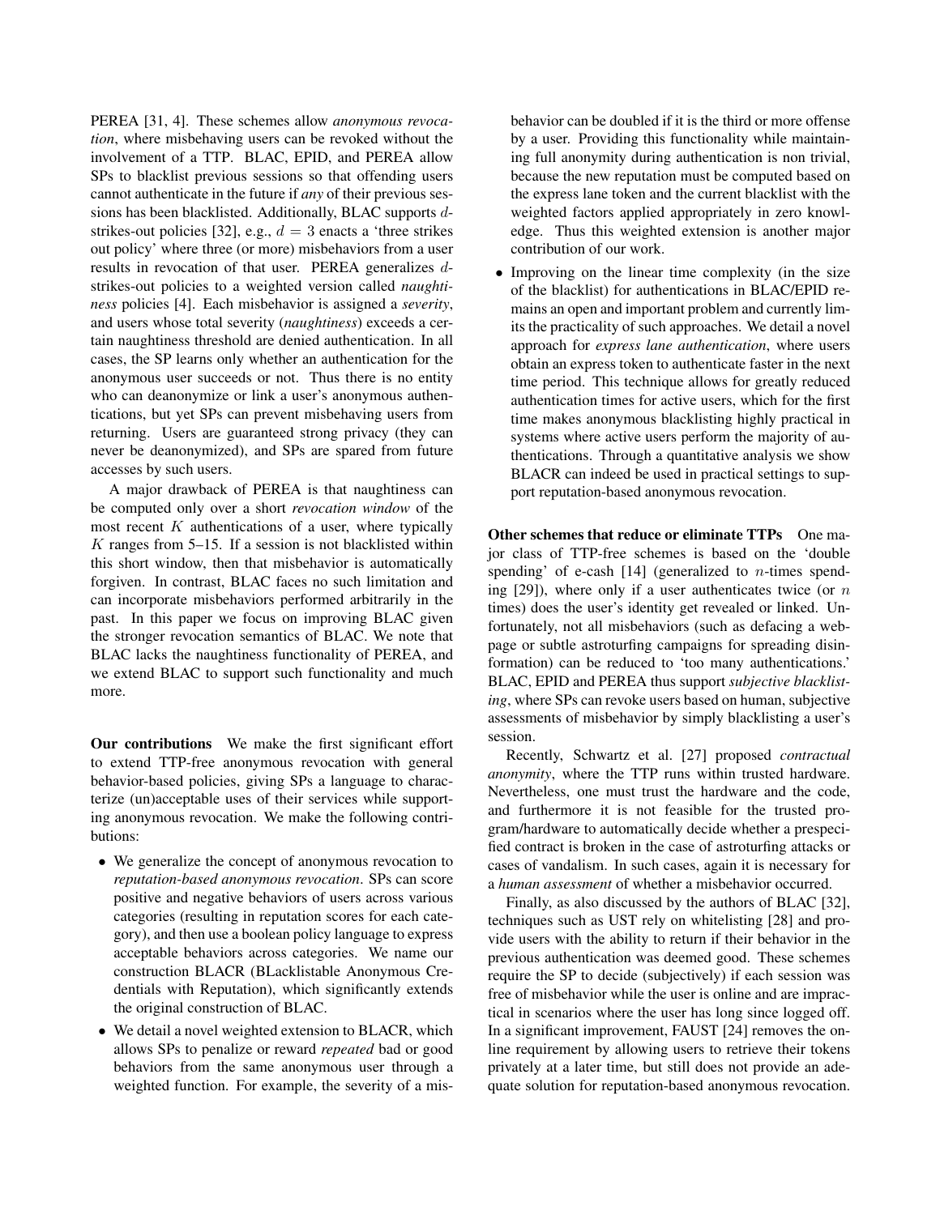PEREA [31, 4]. These schemes allow *anonymous revocation*, where misbehaving users can be revoked without the involvement of a TTP. BLAC, EPID, and PEREA allow SPs to blacklist previous sessions so that offending users cannot authenticate in the future if *any* of their previous sessions has been blacklisted. Additionally, BLAC supports $d$-strikes-out policies [32], e.g., $d = 3$ enacts a 'three strikes out policy' where three (or more) misbehaviors from a user results in revocation of that user. PEREA generalizes $d$-strikes-out policies to a weighted version called *naughtiness* policies [4]. Each misbehavior is assigned a *severity*, and users whose total severity (*naughtiness*) exceeds a certain naughtiness threshold are denied authentication. In all cases, the SP learns only whether an authentication for the anonymous user succeeds or not. Thus there is no entity who can deanonymize or link a user's anonymous authentications, but yet SPs can prevent misbehaving users from returning. Users are guaranteed strong privacy (they can never be deanonymized), and SPs are spared from future accesses by such users.

A major drawback of PEREA is that naughtiness can be computed only over a short *revocation window* of the most recent $K$ authentications of a user, where typically $K$ ranges from 5–15. If a session is not blacklisted within this short window, then that misbehavior is automatically forgiven. In contrast, BLAC faces no such limitation and can incorporate misbehaviors performed arbitrarily in the past. In this paper we focus on improving BLAC given the stronger revocation semantics of BLAC. We note that BLAC lacks the naughtiness functionality of PEREA, and we extend BLAC to support such functionality and much more.

**Our contributions** We make the first significant effort to extend TTP-free anonymous revocation with general behavior-based policies, giving SPs a language to characterize (un)acceptable uses of their services while supporting anonymous revocation. We make the following contributions:

- We generalize the concept of anonymous revocation to *reputation-based anonymous revocation*. SPs can score positive and negative behaviors of users across various categories (resulting in reputation scores for each category), and then use a boolean policy language to express acceptable behaviors across categories. We name our construction BLACR (BLacklistable Anonymous Credentials with Reputation), which significantly extends the original construction of BLAC.
- We detail a novel weighted extension to BLACR, which allows SPs to penalize or reward *repeated* bad or good behaviors from the same anonymous user through a weighted function. For example, the severity of a misbehavior can be doubled if it is the third or more offense by a user. Providing this functionality while maintaining full anonymity during authentication is non trivial, because the new reputation must be computed based on the express lane token and the current blacklist with the weighted factors applied appropriately in zero knowledge. Thus this weighted extension is another major contribution of our work.
- Improving on the linear time complexity (in the size of the blacklist) for authentications in BLAC/EPID remains an open and important problem and currently limits the practicality of such approaches. We detail a novel approach for *express lane authentication*, where users obtain an express token to authenticate faster in the next time period. This technique allows for greatly reduced authentication times for active users, which for the first time makes anonymous blacklisting highly practical in systems where active users perform the majority of authentications. Through a quantitative analysis we show BLACR can indeed be used in practical settings to support reputation-based anonymous revocation.

**Other schemes that reduce or eliminate TTPs** One major class of TTP-free schemes is based on the 'double spending' of e-cash [14] (generalized to $n$-times spending [29]), where only if a user authenticates twice (or $n$ times) does the user's identity get revealed or linked. Unfortunately, not all misbehaviors (such as defacing a webpage or subtle astroturfing campaigns for spreading disinformation) can be reduced to 'too many authentications.' BLAC, EPID and PEREA thus support *subjective blacklisting*, where SPs can revoke users based on human, subjective assessments of misbehavior by simply blacklisting a user's session.

Recently, Schwartz et al. [27] proposed *contractual anonymity*, where the TTP runs within trusted hardware. Nevertheless, one must trust the hardware and the code, and furthermore it is not feasible for the trusted program/hardware to automatically decide whether a prespecified contract is broken in the case of astroturfing attacks or cases of vandalism. In such cases, again it is necessary for a *human assessment* of whether a misbehavior occurred.

Finally, as also discussed by the authors of BLAC [32], techniques such as UST rely on whitelisting [28] and provide users with the ability to return if their behavior in the previous authentication was deemed good. These schemes require the SP to decide (subjectively) if each session was free of misbehavior while the user is online and are impractical in scenarios where the user has long since logged off. In a significant improvement, FAUST [24] removes the online requirement by allowing users to retrieve their tokens privately at a later time, but still does not provide an adequate solution for reputation-based anonymous revocation.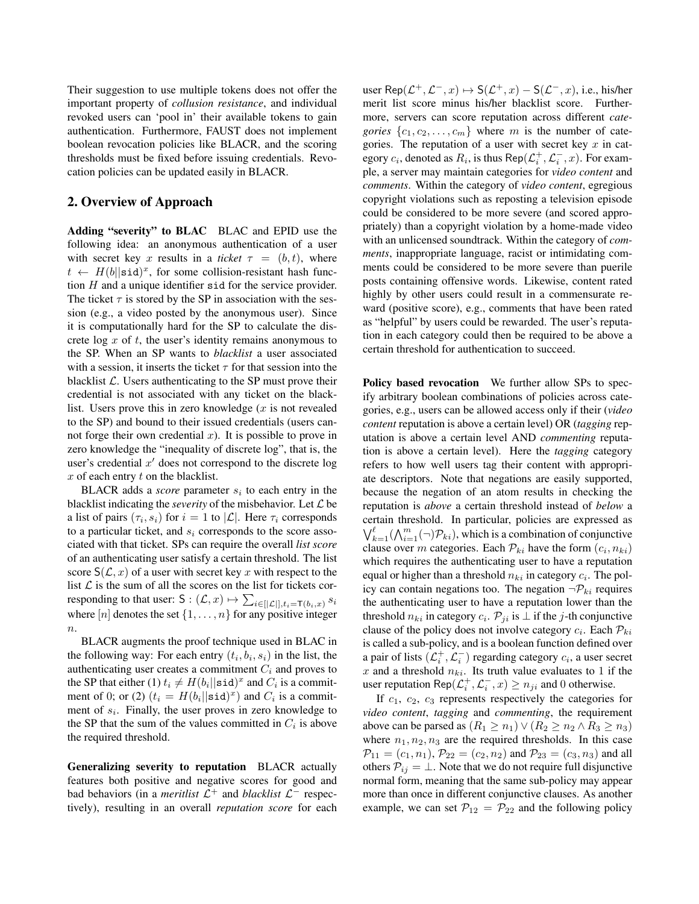Their suggestion to use multiple tokens does not offer the important property of *collusion resistance*, and individual revoked users can 'pool in' their available tokens to gain authentication. Furthermore, FAUST does not implement boolean revocation policies like BLACR, and the scoring thresholds must be fixed before issuing credentials. Revocation policies can be updated easily in BLACR.

## 2. Overview of Approach

**Adding "severity" to BLAC** BLAC and EPID use the following idea: an anonymous authentication of a user with secret key $x$ results in a *ticket* $\tau = (b, t)$, where $t \leftarrow H(b||\mathtt{sid})^x$, for some collision-resistant hash function $H$ and a unique identifier $\mathtt{sid}$ for the service provider. The ticket $\tau$ is stored by the SP in association with the session (e.g., a video posted by the anonymous user). Since it is computationally hard for the SP to calculate the discrete log $x$ of $t$, the user's identity remains anonymous to the SP. When an SP wants to *blacklist* a user associated with a session, it inserts the ticket $\tau$ for that session into the blacklist $\mathcal{L}$. Users authenticating to the SP must prove their credential is not associated with any ticket on the blacklist. Users prove this in zero knowledge ($x$ is not revealed to the SP) and bound to their issued credentials (users cannot forge their own credential $x$). It is possible to prove in zero knowledge the "inequality of discrete log", that is, the user's credential $x'$ does not correspond to the discrete log $x$ of each entry $t$ on the blacklist.

BLACR adds a *score* parameter $s_i$ to each entry in the blacklist indicating the *severity* of the misbehavior. Let $\mathcal{L}$ be a list of pairs $(\tau_i, s_i)$ for $i = 1$ to $|\mathcal{L}|$. Here $\tau_i$ corresponds to a particular ticket, and $s_i$ corresponds to the score associated with that ticket. SPs can require the overall *list score* of an authenticating user satisfy a certain threshold. The list score $\mathsf{S}(\mathcal{L}, x)$ of a user with secret key $x$ with respect to the list $\mathcal{L}$ is the sum of all the scores on the list for tickets corresponding to that user: $\mathsf{S} : (\mathcal{L}, x) \mapsto \sum_{i \in [|\mathcal{L}|], t_i = \mathsf{T}(b_i, x)} s_i$ where $[n]$ denotes the set $\{1, \dots, n\}$ for any positive integer $n$.

BLACR augments the proof technique used in BLAC in the following way: For each entry $(t_i, b_i, s_i)$ in the list, the authenticating user creates a commitment $C_i$ and proves to the SP that either (1) $t_i \neq H(b_i||\mathtt{sid})^x$ and $C_i$ is a commitment of 0; or (2) $(t_i = H(b_i||\mathtt{sid})^x)$ and $C_i$ is a commitment of $s_i$. Finally, the user proves in zero knowledge to the SP that the sum of the values committed in $C_i$ is above the required threshold.

**Generalizing severity to reputation** BLACR actually features both positive and negative scores for good and bad behaviors (in a *meritlist* $\mathcal{L}^+$ and *blacklist* $\mathcal{L}^-$ respectively), resulting in an overall *reputation score* for each user $\mathsf{Rep}(\mathcal{L}^+, \mathcal{L}^-, x) \mapsto \mathsf{S}(\mathcal{L}^+, x) - \mathsf{S}(\mathcal{L}^-, x)$, i.e., his/her merit list score minus his/her blacklist score. Furthermore, servers can score reputation across different *categories* $\{c_1, c_2, \dots, c_m\}$ where $m$ is the number of categories. The reputation of a user with secret key $x$ in category $c_i$, denoted as $R_i$, is thus $\mathsf{Rep}(\mathcal{L}_i^+, \mathcal{L}_i^-, x)$. For example, a server may maintain categories for *video content* and *comments*. Within the category of *video content*, egregious copyright violations such as reposting a television episode could be considered to be more severe (and scored appropriately) than a copyright violation by a home-made video with an unlicensed soundtrack. Within the category of *comments*, inappropriate language, racist or intimidating comments could be considered to be more severe than puerile posts containing offensive words. Likewise, content rated highly by other users could result in a commensurate reward (positive score), e.g., comments that have been rated as "helpful" by users could be rewarded. The user's reputation in each category could then be required to be above a certain threshold for authentication to succeed.

**Policy based revocation** We further allow SPs to specify arbitrary boolean combinations of policies across categories, e.g., users can be allowed access only if their (*video content* reputation is above a certain level) OR (*tagging* reputation is above a certain level AND *commenting* reputation is above a certain level). Here the *tagging* category refers to how well users tag their content with appropriate descriptors. Note that negations are easily supported, because the negation of an atom results in checking the reputation is *above* a certain threshold instead of *below* a certain threshold. In particular, policies are expressed as $\bigvee_{k=1}^{\ell}(\bigwedge_{i=1}^{m}(\neg)\mathcal{P}_{ki})$, which is a combination of conjunctive clause over $m$ categories. Each $\mathcal{P}_{ki}$ have the form $(c_i, n_{ki})$ which requires the authenticating user to have a reputation equal or higher than a threshold $n_{ki}$ in category $c_i$. The policy can contain negations too. The negation $\neg\mathcal{P}_{ki}$ requires the authenticating user to have a reputation lower than the threshold $n_{ki}$ in category $c_i$. $\mathcal{P}_{ji}$ is $\perp$ if the $j$-th conjunctive clause of the policy does not involve category $c_i$. Each $\mathcal{P}_{ki}$ is called a sub-policy, and is a boolean function defined over a pair of lists $(\mathcal{L}_i^+, \mathcal{L}_i^-)$ regarding category $c_i$, a user secret $x$ and a threshold $n_{ki}$. Its truth value evaluates to 1 if the user reputation $\mathsf{Rep}(\mathcal{L}_i^+, \mathcal{L}_i^-, x) \geq n_{ji}$ and 0 otherwise.

If $c_1$, $c_2$, $c_3$ represents respectively the categories for *video content*, *tagging* and *commenting*, the requirement above can be parsed as $(R_1 \geq n_1) \vee (R_2 \geq n_2 \wedge R_3 \geq n_3)$ where $n_1, n_2, n_3$ are the required thresholds. In this case $\mathcal{P}_{11} = (c_1, n_1)$, $\mathcal{P}_{22} = (c_2, n_2)$ and $\mathcal{P}_{23} = (c_3, n_3)$ and all others $\mathcal{P}_{ij} = \perp$. Note that we do not require full disjunctive normal form, meaning that the same sub-policy may appear more than once in different conjunctive clauses. As another example, we can set $\mathcal{P}_{12} = \mathcal{P}_{22}$ and the following policy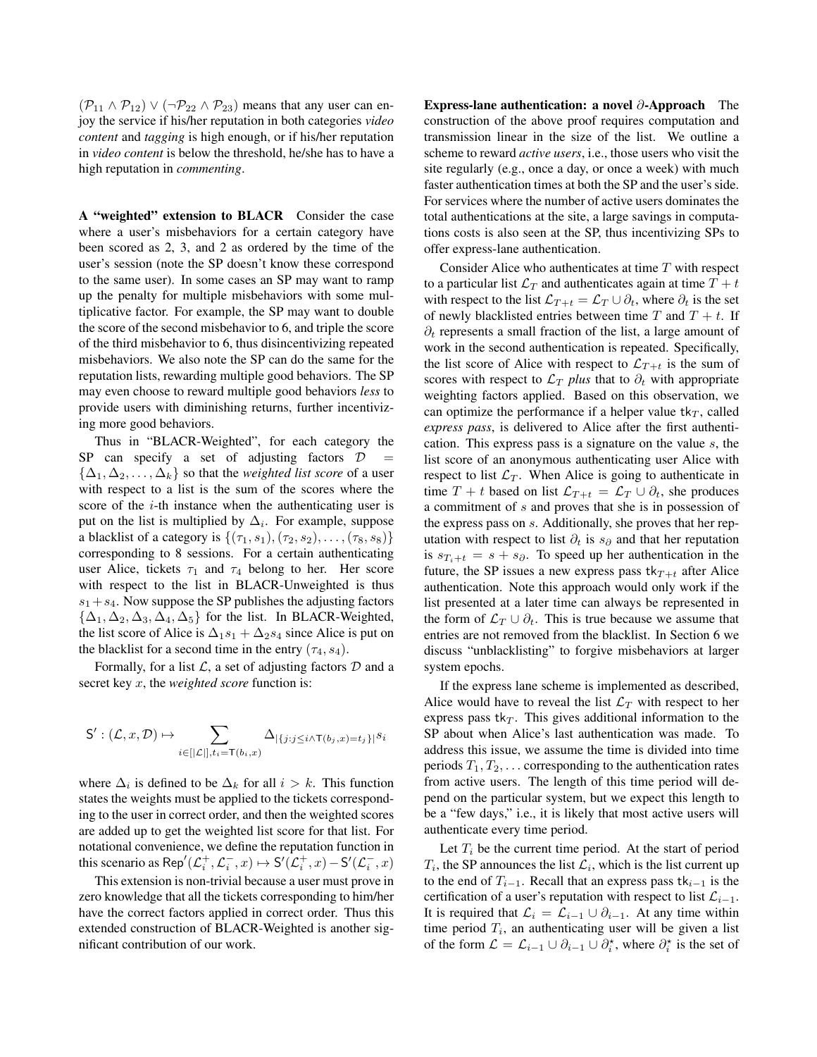$(\mathcal{P}_{11} \wedge \mathcal{P}_{12}) \vee (\neg\mathcal{P}_{22} \wedge \mathcal{P}_{23})$ means that any user can enjoy the service if his/her reputation in both categories *video content* and *tagging* is high enough, or if his/her reputation in *video content* is below the threshold, he/she has to have a high reputation in *commenting*.

**A "weighted" extension to BLACR** Consider the case where a user's misbehaviors for a certain category have been scored as 2, 3, and 2 as ordered by the time of the user's session (note the SP doesn't know these correspond to the same user). In some cases an SP may want to ramp up the penalty for multiple misbehaviors with some multiplicative factor. For example, the SP may want to double the score of the second misbehavior to 6, and triple the score of the third misbehavior to 6, thus disincentivizing repeated misbehaviors. We also note the SP can do the same for the reputation lists, rewarding multiple good behaviors. The SP may even choose to reward multiple good behaviors *less* to provide users with diminishing returns, further incentivizing more good behaviors.

Thus in "BLACR-Weighted", for each category the SP can specify a set of adjusting factors $\mathcal{D} = \{\Delta_1, \Delta_2, \ldots, \Delta_k\}$ so that the *weighted list score* of a user with respect to a list is the sum of the scores where the score of the $i$-th instance when the authenticating user is put on the list is multiplied by $\Delta_i$. For example, suppose a blacklist of a category is $\{(\tau_1, s_1), (\tau_2, s_2), \ldots, (\tau_8, s_8)\}$ corresponding to 8 sessions. For a certain authenticating user Alice, tickets $\tau_1$ and $\tau_4$ belong to her. Her score with respect to the list in BLACR-Unweighted is thus $s_1 + s_4$. Now suppose the SP publishes the adjusting factors $\{\Delta_1, \Delta_2, \Delta_3, \Delta_4, \Delta_5\}$ for the list. In BLACR-Weighted, the list score of Alice is $\Delta_1 s_1 + \Delta_2 s_4$ since Alice is put on the blacklist for a second time in the entry $(\tau_4, s_4)$.

Formally, for a list $\mathcal{L}$, a set of adjusting factors $\mathcal{D}$ and a secret key $x$, the *weighted score* function is:

$$\mathsf{S}' : (\mathcal{L}, x, \mathcal{D}) \mapsto \sum_{i \in [|\mathcal{L}|], t_i = \mathsf{T}(b_i, x)} \Delta_{|\{j : j \leq i \wedge \mathsf{T}(b_j, x) = t_j\}|} s_i$$

where $\Delta_i$ is defined to be $\Delta_k$ for all $i > k$. This function states the weights must be applied to the tickets corresponding to the user in correct order, and then the weighted scores are added up to get the weighted list score for that list. For notational convenience, we define the reputation function in this scenario as $\mathsf{Rep}'(\mathcal{L}_i^+, \mathcal{L}_i^-, x) \mapsto \mathsf{S}'(\mathcal{L}_i^+, x) - \mathsf{S}'(\mathcal{L}_i^-, x)$

This extension is non-trivial because a user must prove in zero knowledge that all the tickets corresponding to him/her have the correct factors applied in correct order. Thus this extended construction of BLACR-Weighted is another significant contribution of our work.

**Express-lane authentication: a novel $\partial$-Approach** The construction of the above proof requires computation and transmission linear in the size of the list. We outline a scheme to reward *active users*, i.e., those users who visit the site regularly (e.g., once a day, or once a week) with much faster authentication times at both the SP and the user's side. For services where the number of active users dominates the total authentications at the site, a large savings in computations costs is also seen at the SP, thus incentivizing SPs to offer express-lane authentication.

Consider Alice who authenticates at time $T$ with respect to a particular list $\mathcal{L}_T$ and authenticates again at time $T + t$ with respect to the list $\mathcal{L}_{T+t} = \mathcal{L}_T \cup \partial_t$, where $\partial_t$ is the set of newly blacklisted entries between time $T$ and $T + t$. If $\partial_t$ represents a small fraction of the list, a large amount of work in the second authentication is repeated. Specifically, the list score of Alice with respect to $\mathcal{L}_{T+t}$ is the sum of scores with respect to $\mathcal{L}_T$ *plus* that to $\partial_t$ with appropriate weighting factors applied. Based on this observation, we can optimize the performance if a helper value $\mathsf{tk}_T$, called *express pass*, is delivered to Alice after the first authentication. This express pass is a signature on the value $s$, the list score of an anonymous authenticating user Alice with respect to list $\mathcal{L}_T$. When Alice is going to authenticate in time $T + t$ based on list $\mathcal{L}_{T+t} = \mathcal{L}_T \cup \partial_t$, she produces a commitment of $s$ and proves that she is in possession of the express pass on $s$. Additionally, she proves that her reputation with respect to list $\partial_t$ is $s_\partial$ and that her reputation is $s_{T_i+t} = s + s_\partial$. To speed up her authentication in the future, the SP issues a new express pass $\mathsf{tk}_{T+t}$ after Alice authentication. Note this approach would only work if the list presented at a later time can always be represented in the form of $\mathcal{L}_T \cup \partial_t$. This is true because we assume that entries are not removed from the blacklist. In Section 6 we discuss "unblacklisting" to forgive misbehaviors at larger system epochs.

If the express lane scheme is implemented as described, Alice would have to reveal the list $\mathcal{L}_T$ with respect to her express pass $\mathsf{tk}_T$. This gives additional information to the SP about when Alice's last authentication was made. To address this issue, we assume the time is divided into time periods $T_1, T_2, \ldots$ corresponding to the authentication rates from active users. The length of this time period will depend on the particular system, but we expect this length to be a "few days," i.e., it is likely that most active users will authenticate every time period.

Let $T_i$ be the current time period. At the start of period $T_i$, the SP announces the list $\mathcal{L}_i$, which is the list current up to the end of $T_{i-1}$. Recall that an express pass $\mathsf{tk}_{i-1}$ is the certification of a user's reputation with respect to list $\mathcal{L}_{i-1}$. It is required that $\mathcal{L}_i = \mathcal{L}_{i-1} \cup \partial_{i-1}$. At any time within time period $T_i$, an authenticating user will be given a list of the form $\mathcal{L} = \mathcal{L}_{i-1} \cup \partial_{i-1} \cup \partial_i^\star$, where $\partial_i^\star$ is the set of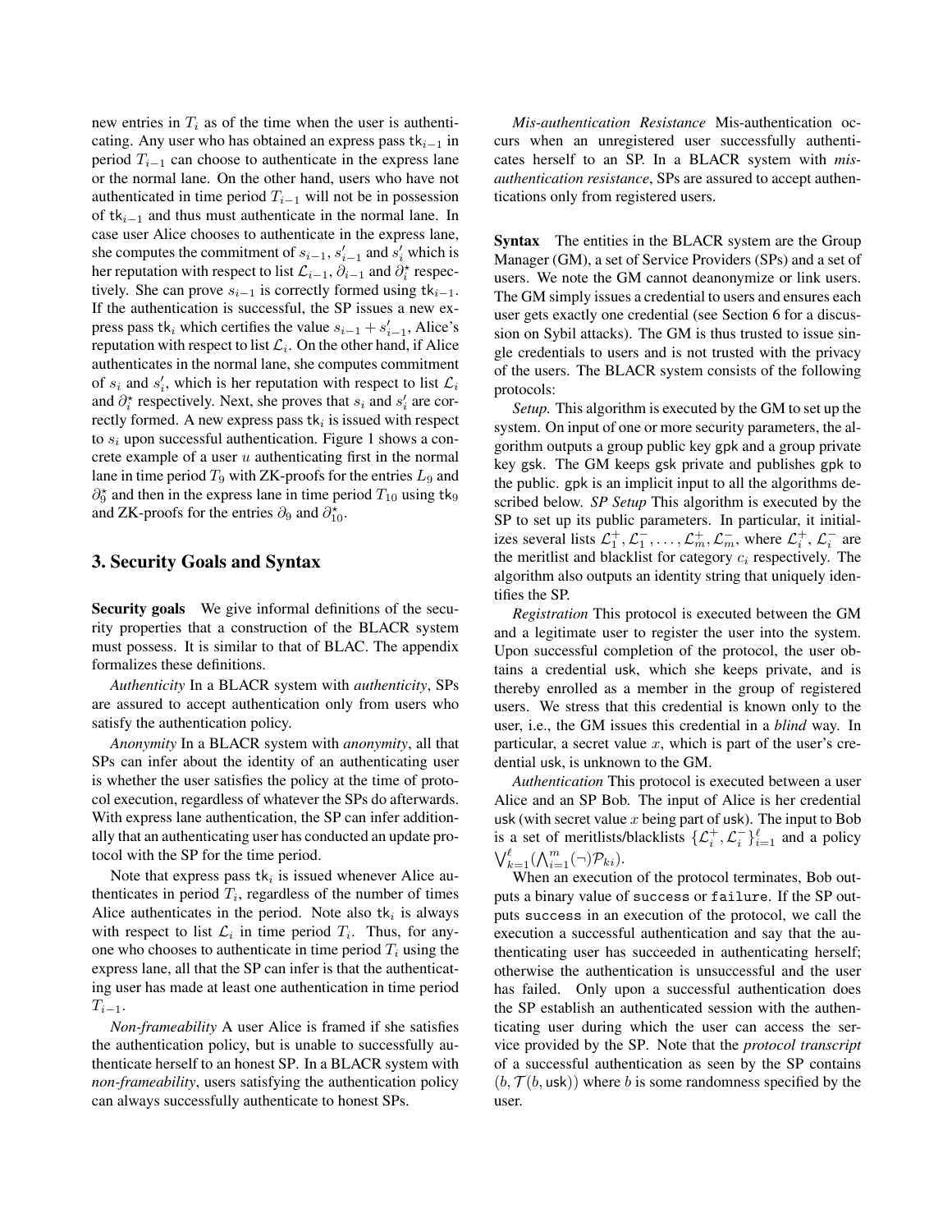new entries in $T_i$ as of the time when the user is authenticating. Any user who has obtained an express pass $\mathsf{tk}_{i-1}$ in period $T_{i-1}$ can choose to authenticate in the express lane or the normal lane. On the other hand, users who have not authenticated in time period $T_{i-1}$ will not be in possession of $\mathsf{tk}_{i-1}$ and thus must authenticate in the normal lane. In case user Alice chooses to authenticate in the express lane, she computes the commitment of $s_{i-1}$, $s'_{i-1}$ and $s'_i$ which is her reputation with respect to list $\mathcal{L}_{i-1}$, $\partial_{i-1}$ and $\partial^\star_i$ respectively. She can prove $s_{i-1}$ is correctly formed using $\mathsf{tk}_{i-1}$. If the authentication is successful, the SP issues a new express pass $\mathsf{tk}_i$ which certifies the value $s_{i-1} + s'_{i-1}$, Alice's reputation with respect to list $\mathcal{L}_i$. On the other hand, if Alice authenticates in the normal lane, she computes commitment of $s_i$ and $s'_i$, which is her reputation with respect to list $\mathcal{L}_i$ and $\partial^\star_i$ respectively. Next, she proves that $s_i$ and $s'_i$ are correctly formed. A new express pass $\mathsf{tk}_i$ is issued with respect to $s_i$ upon successful authentication. Figure 1 shows a concrete example of a user $u$ authenticating first in the normal lane in time period $T_9$ with ZK-proofs for the entries $L_9$ and $\partial^\star_9$ and then in the express lane in time period $T_{10}$ using $\mathsf{tk}_9$ and ZK-proofs for the entries $\partial_9$ and $\partial^\star_{10}$.

## 3. Security Goals and Syntax

**Security goals** We give informal definitions of the security properties that a construction of the BLACR system must possess. It is similar to that of BLAC. The appendix formalizes these definitions.

*Authenticity* In a BLACR system with *authenticity*, SPs are assured to accept authentication only from users who satisfy the authentication policy.

*Anonymity* In a BLACR system with *anonymity*, all that SPs can infer about the identity of an authenticating user is whether the user satisfies the policy at the time of protocol execution, regardless of whatever the SPs do afterwards. With express lane authentication, the SP can infer additionally that an authenticating user has conducted an update protocol with the SP for the time period.

Note that express pass $\mathsf{tk}_i$ is issued whenever Alice authenticates in period $T_i$, regardless of the number of times Alice authenticates in the period. Note also $\mathsf{tk}_i$ is always with respect to list $\mathcal{L}_i$ in time period $T_i$. Thus, for anyone who chooses to authenticate in time period $T_i$ using the express lane, all that the SP can infer is that the authenticating user has made at least one authentication in time period $T_{i-1}$.

*Non-frameability* A user Alice is framed if she satisfies the authentication policy, but is unable to successfully authenticate herself to an honest SP. In a BLACR system with *non-frameability*, users satisfying the authentication policy can always successfully authenticate to honest SPs.

*Mis-authentication Resistance* Mis-authentication occurs when an unregistered user successfully authenticates herself to an SP. In a BLACR system with *mis-authentication resistance*, SPs are assured to accept authentications only from registered users.

**Syntax** The entities in the BLACR system are the Group Manager (GM), a set of Service Providers (SPs) and a set of users. We note the GM cannot deanonymize or link users. The GM simply issues a credential to users and ensures each user gets exactly one credential (see Section 6 for a discussion on Sybil attacks). The GM is thus trusted to issue single credentials to users and is not trusted with the privacy of the users. The BLACR system consists of the following protocols:

*Setup.* This algorithm is executed by the GM to set up the system. On input of one or more security parameters, the algorithm outputs a group public key $\mathsf{gpk}$ and a group private key $\mathsf{gsk}$. The GM keeps $\mathsf{gsk}$ private and publishes $\mathsf{gpk}$ to the public. $\mathsf{gpk}$ is an implicit input to all the algorithms described below. *SP Setup* This algorithm is executed by the SP to set up its public parameters. In particular, it initializes several lists $\mathcal{L}^+_1, \mathcal{L}^-_1, \ldots, \mathcal{L}^+_m, \mathcal{L}^-_m$, where $\mathcal{L}^+_i$, $\mathcal{L}^-_i$ are the meritlist and blacklist for category $c_i$ respectively. The algorithm also outputs an identity string that uniquely identifies the SP.

*Registration* This protocol is executed between the GM and a legitimate user to register the user into the system. Upon successful completion of the protocol, the user obtains a credential $\mathsf{usk}$, which she keeps private, and is thereby enrolled as a member in the group of registered users. We stress that this credential is known only to the user, i.e., the GM issues this credential in a *blind* way. In particular, a secret value $x$, which is part of the user's credential $\mathsf{usk}$, is unknown to the GM.

*Authentication* This protocol is executed between a user Alice and an SP Bob. The input of Alice is her credential $\mathsf{usk}$ (with secret value $x$ being part of $\mathsf{usk}$). The input to Bob is a set of meritlists/blacklists $\{\mathcal{L}^+_i, \mathcal{L}^-_i\}^\ell_{i=1}$ and a policy $\bigvee^\ell_{k=1}(\bigwedge^m_{i=1}(\neg)\mathcal{P}_{ki})$.

When an execution of the protocol terminates, Bob outputs a binary value of `success` or `failure`. If the SP outputs `success` in an execution of the protocol, we call the execution a successful authentication and say that the authenticating user has succeeded in authenticating herself; otherwise the authentication is unsuccessful and the user has failed. Only upon a successful authentication does the SP establish an authenticated session with the authenticating user during which the user can access the service provided by the SP. Note that the *protocol transcript* of a successful authentication as seen by the SP contains $(b, \mathcal{T}(b, \mathsf{usk}))$ where $b$ is some randomness specified by the user.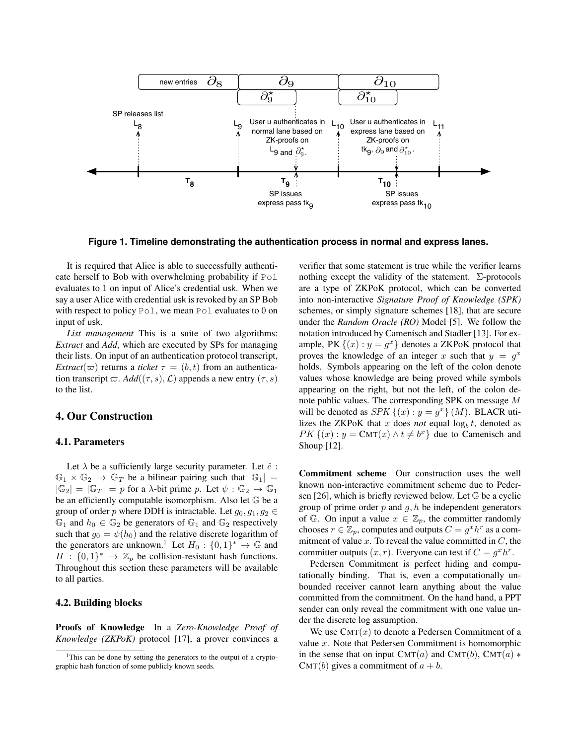**Figure 1. Timeline demonstrating the authentication process in normal and express lanes.**

It is required that Alice is able to successfully authenticate herself to Bob with overwhelming probability if Pol evaluates to 1 on input of Alice's credential usk. When we say a user Alice with credential usk is revoked by an SP Bob with respect to policy Pol, we mean Pol evaluates to 0 on input of usk.

*List management* This is a suite of two algorithms: *Extract* and *Add*, which are executed by SPs for managing their lists. On input of an authentication protocol transcript, *Extract*($\varpi$) returns a *ticket* $\tau = (b, t)$ from an authentication transcript $\varpi$. *Add*($(\tau, s), \mathcal{L}$) appends a new entry $(\tau, s)$ to the list.

## 4. Our Construction

### 4.1. Parameters

Let $\lambda$ be a sufficiently large security parameter. Let $\hat{e} : \mathbb{G}_1 \times \mathbb{G}_2 \rightarrow \mathbb{G}_T$ be a bilinear pairing such that $|\mathbb{G}_1| = |\mathbb{G}_2| = |\mathbb{G}_T| = p$ for a $\lambda$-bit prime $p$. Let $\psi : \mathbb{G}_2 \rightarrow \mathbb{G}_1$ be an efficiently computable isomorphism. Also let $\mathbb{G}$ be a group of order $p$ where DDH is intractable. Let $g_0, g_1, g_2 \in \mathbb{G}_1$ and $h_0 \in \mathbb{G}_2$ be generators of $\mathbb{G}_1$ and $\mathbb{G}_2$ respectively such that $g_0 = \psi(h_0)$ and the relative discrete logarithm of the generators are unknown.[1] Let $H_0 : \{0,1\}^* \rightarrow \mathbb{G}$ and $H : \{0,1\}^* \rightarrow \mathbb{Z}_p$ be collision-resistant hash functions. Throughout this section these parameters will be available to all parties.

### 4.2. Building blocks

**Proofs of Knowledge** In a *Zero-Knowledge Proof of Knowledge (ZKPoK)* protocol [17], a prover convinces a verifier that some statement is true while the verifier learns nothing except the validity of the statement. $\Sigma$-protocols are a type of ZKPoK protocol, which can be converted into non-interactive *Signature Proof of Knowledge (SPK)* schemes, or simply signature schemes [18], that are secure under the *Random Oracle (RO)* Model [5]. We follow the notation introduced by Camenisch and Stadler [13]. For example, PK $\{(x) : y = g^x\}$ denotes a ZKPoK protocol that proves the knowledge of an integer $x$ such that $y = g^x$ holds. Symbols appearing on the left of the colon denote values whose knowledge are being proved while symbols appearing on the right, but not the left, of the colon denote public values. The corresponding SPK on message $M$ will be denoted as $SPK\{(x) : y = g^x\}(M)$. BLACR utilizes the ZKPoK that $x$ does *not* equal $\log_b t$, denoted as $PK\{(x) : y = \textsc{Cmt}(x) \wedge t \neq b^x\}$ due to Camenisch and Shoup [12].

**Commitment scheme** Our construction uses the well known non-interactive commitment scheme due to Pedersen [26], which is briefly reviewed below. Let $\mathbb{G}$ be a cyclic group of prime order $p$ and $g, h$ be independent generators of $\mathbb{G}$. On input a value $x \in \mathbb{Z}_p$, the committer randomly chooses $r \in \mathbb{Z}_p$, computes and outputs $C = g^x h^r$ as a commitment of value $x$. To reveal the value committed in $C$, the committer outputs $(x, r)$. Everyone can test if $C = g^x h^r$.

Pedersen Commitment is perfect hiding and computationally binding. That is, even a computationally unbounded receiver cannot learn anything about the value committed from the commitment. On the hand hand, a PPT sender can only reveal the commitment with one value under the discrete log assumption.

We use $\textsc{Cmt}(x)$ to denote a Pedersen Commitment of a value $x$. Note that Pedersen Commitment is homomorphic in the sense that on input $\textsc{Cmt}(a)$ and $\textsc{Cmt}(b)$, $\textsc{Cmt}(a) * \textsc{Cmt}(b)$ gives a commitment of $a + b$.

[1] This can be done by setting the generators to the output of a cryptographic hash function of some publicly known seeds.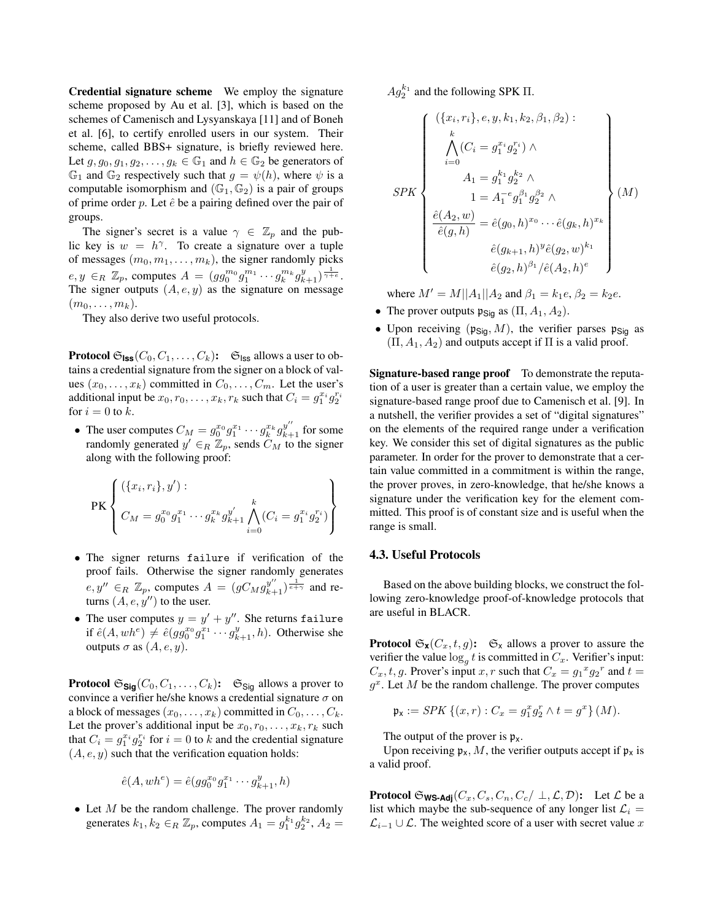**Credential signature scheme** We employ the signature scheme proposed by Au et al. [3], which is based on the schemes of Camenisch and Lysyanskaya [11] and of Boneh et al. [6], to certify enrolled users in our system. Their scheme, called BBS+ signature, is briefly reviewed here. Let $g, g_0, g_1, g_2, \ldots, g_k \in \mathbb{G}_1$ and $h \in \mathbb{G}_2$ be generators of $\mathbb{G}_1$ and $\mathbb{G}_2$ respectively such that $g = \psi(h)$, where $\psi$ is a computable isomorphism and $(\mathbb{G}_1, \mathbb{G}_2)$ is a pair of groups of prime order $p$. Let $\hat{e}$ be a pairing defined over the pair of groups.

The signer's secret is a value $\gamma \in \mathbb{Z}_p$ and the public key is $w = h^\gamma$. To create a signature over a tuple of messages $(m_0, m_1, \ldots, m_k)$, the signer randomly picks $e, y \in_R \mathbb{Z}_p$, computes $A = (g g_0^{m_0} g_1^{m_1} \cdots g_k^{m_k} g_{k+1}^{y})^{\frac{1}{\gamma+e}}$. The signer outputs $(A, e, y)$ as the signature on message $(m_0, \ldots, m_k)$.

They also derive two useful protocols.

**Protocol $\mathfrak{S}_{\mathsf{Iss}}(C_0, C_1, \ldots, C_k)$:** $\mathfrak{S}_{\mathsf{Iss}}$ allows a user to obtains a credential signature from the signer on a block of values $(x_0, \ldots, x_k)$ committed in $C_0, \ldots, C_m$. Let the user's additional input be $x_0, r_0, \ldots, x_k, r_k$ such that $C_i = g_1^{x_i} g_2^{r_i}$ for $i = 0$ to $k$.

- The user computes $C_M = g_0^{x_0} g_1^{x_1} \cdots g_k^{x_k} g_{k+1}^{y''}$ for some randomly generated $y' \in_R \mathbb{Z}_p$, sends $C_M$ to the signer along with the following proof:

$$\text{PK}\left\{ \begin{array}{l} (\{x_i, r_i\}, y') : \\ C_M = g_0^{x_0} g_1^{x_1} \cdots g_k^{x_k} g_{k+1}^{y'} \displaystyle\bigwedge_{i=0}^{k} (C_i = g_1^{x_i} g_2^{r_i}) \end{array} \right\}$$

- The signer returns `failure` if verification of the proof fails. Otherwise the signer randomly generates $e, y'' \in_R \mathbb{Z}_p$, computes $A = (g C_M g_{k+1}^{y''})^{\frac{1}{e+\gamma}}$ and returns $(A, e, y'')$ to the user.
- The user computes $y = y' + y''$. She returns `failure` if $\hat{e}(A, wh^e) \neq \hat{e}(g g_0^{x_0} g_1^{x_1} \cdots g_{k+1}^{y}, h)$. Otherwise she outputs $\sigma$ as $(A, e, y)$.

**Protocol $\mathfrak{S}_{\mathsf{Sig}}(C_0, C_1, \ldots, C_k)$:** $\mathfrak{S}_{\mathsf{Sig}}$ allows a prover to convince a verifier he/she knows a credential signature $\sigma$ on a block of messages $(x_0, \ldots, x_k)$ committed in $C_0, \ldots, C_k$. Let the prover's additional input be $x_0, r_0, \ldots, x_k, r_k$ such that $C_i = g_1^{x_i} g_2^{r_i}$ for $i = 0$ to $k$ and the credential signature $(A, e, y)$ such that the verification equation holds:

$$\hat{e}(A, wh^e) = \hat{e}(g g_0^{x_0} g_1^{x_1} \cdots g_{k+1}^{y}, h)$$

- Let $M$ be the random challenge. The prover randomly generates $k_1, k_2 \in_R \mathbb{Z}_p$, computes $A_1 = g_1^{k_1} g_2^{k_2}$, $A_2 = A g_2^{k_1}$ and the following SPK $\Pi$.

$$SPK \left\{ \begin{array}{c} (\{x_i, r_i\}, e, y, k_1, k_2, \beta_1, \beta_2) : \\ \displaystyle\bigwedge_{i=0}^{k} (C_i = g_1^{x_i} g_2^{r_i}) \wedge \\ A_1 = g_1^{k_1} g_2^{k_2} \wedge \\ 1 = A_1^{-e} g_1^{\beta_1} g_2^{\beta_2} \wedge \\ \dfrac{\hat{e}(A_2, w)}{\hat{e}(g, h)} = \hat{e}(g_0, h)^{x_0} \cdots \hat{e}(g_k, h)^{x_k} \\ \hat{e}(g_{k+1}, h)^{y} \hat{e}(g_2, w)^{k_1} \\ \hat{e}(g_2, h)^{\beta_1} / \hat{e}(A_2, h)^{e} \end{array} \right\} (M)$$

where $M' = M || A_1 || A_2$ and $\beta_1 = k_1 e$, $\beta_2 = k_2 e$.

- The prover outputs $\mathfrak{p}_{\mathsf{Sig}}$ as $(\Pi, A_1, A_2)$.
- Upon receiving $(\mathfrak{p}_{\mathsf{Sig}}, M)$, the verifier parses $\mathfrak{p}_{\mathsf{Sig}}$ as $(\Pi, A_1, A_2)$ and outputs accept if $\Pi$ is a valid proof.

**Signature-based range proof** To demonstrate the reputation of a user is greater than a certain value, we employ the signature-based range proof due to Camenisch et al. [9]. In a nutshell, the verifier provides a set of "digital signatures" on the elements of the required range under a verification key. We consider this set of digital signatures as the public parameter. In order for the prover to demonstrate that a certain value committed in a commitment is within the range, the prover proves, in zero-knowledge, that he/she knows a signature under the verification key for the element committed. This proof is of constant size and is useful when the range is small.

### 4.3. Useful Protocols

Based on the above building blocks, we construct the following zero-knowledge proof-of-knowledge protocols that are useful in BLACR.

**Protocol $\mathfrak{S}_{\mathsf{x}}(C_x, t, g)$:** $\mathfrak{S}_{\mathsf{x}}$ allows a prover to assure the verifier the value $\log_g t$ is committed in $C_x$. Verifier's input: $C_x, t, g$. Prover's input $x, r$ such that $C_x = g_1{}^x g_2{}^r$ and $t = g^x$. Let $M$ be the random challenge. The prover computes

$$\mathfrak{p}_{\mathsf{x}} := SPK\left\{(x, r) : C_x = g_1^x g_2^r \wedge t = g^x\right\}(M).$$

The output of the prover is $\mathfrak{p}_{\mathsf{x}}$.

Upon receiving $\mathfrak{p}_{\mathsf{x}}, M$, the verifier outputs accept if $\mathfrak{p}_{\mathsf{x}}$ is a valid proof.

**Protocol $\mathfrak{S}_{\mathsf{WS\text{-}Adj}}(C_x, C_s, C_n, C_c/\perp, \mathcal{L}, \mathcal{D})$:** Let $\mathcal{L}$ be a list which maybe the sub-sequence of any longer list $\mathcal{L}_i = \mathcal{L}_{i-1} \cup \mathcal{L}$. The weighted score of a user with secret value $x$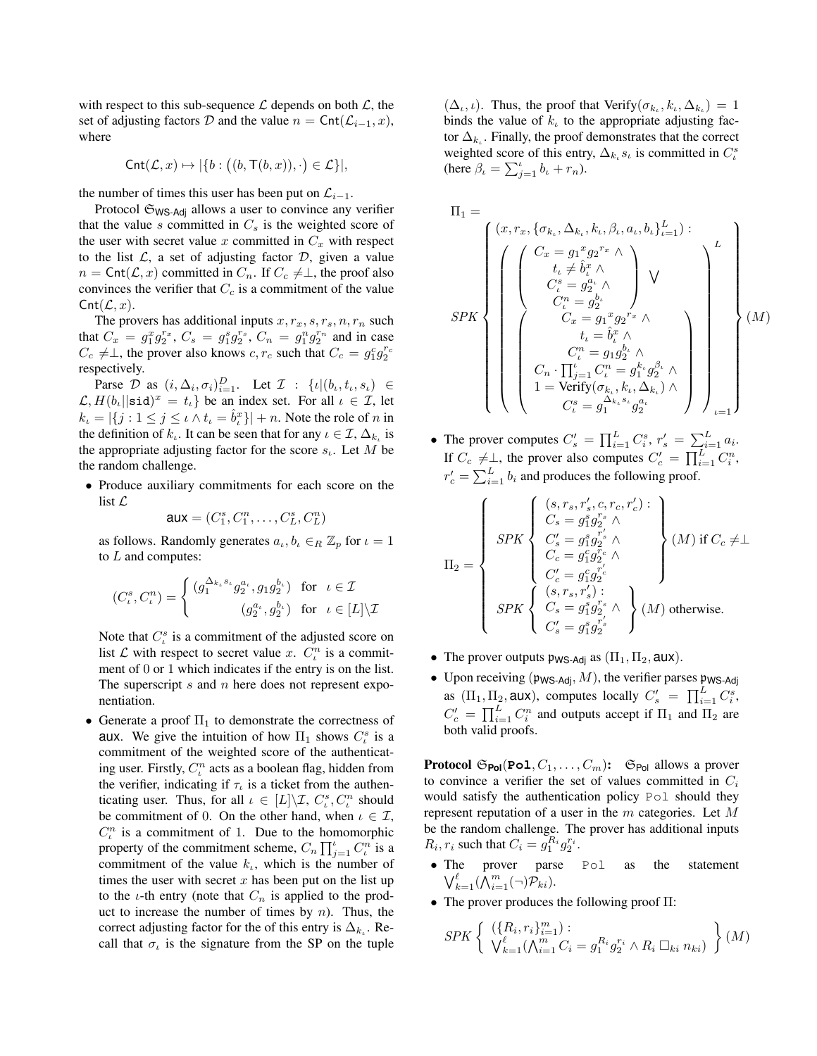with respect to this sub-sequence $\mathcal{L}$ depends on both $\mathcal{L}$, the set of adjusting factors $\mathcal{D}$ and the value $n = \mathsf{Cnt}(\mathcal{L}_{i-1}, x)$, where

$$\mathsf{Cnt}(\mathcal{L}, x) \mapsto |\{b : \big((b, \mathsf{T}(b, x)), \cdot\big) \in \mathcal{L}\}|,$$

the number of times this user has been put on $\mathcal{L}_{i-1}$.

Protocol $\mathfrak{S}_{\mathsf{WS\text{-}Adj}}$ allows a user to convince any verifier that the value $s$ committed in $C_s$ is the weighted score of the user with secret value $x$ committed in $C_x$ with respect to the list $\mathcal{L}$, a set of adjusting factor $\mathcal{D}$, given a value $n = \mathsf{Cnt}(\mathcal{L}, x)$ committed in $C_n$. If $C_c \neq \perp$, the proof also convinces the verifier that $C_c$ is a commitment of the value $\mathsf{Cnt}(\mathcal{L}, x)$.

The provers has additional inputs $x, r_x, s, r_s, n, r_n$ such that $C_x = g_1^x g_2^{r_x}$, $C_s = g_1^s g_2^{r_s}$, $C_n = g_1^n g_2^{r_n}$ and in case $C_c \neq \perp$, the prover also knows $c, r_c$ such that $C_c = g_1^c g_2^{r_c}$ respectively.

Parse $\mathcal{D}$ as $(i, \Delta_i, \sigma_i)_{i=1}^{D}$. Let $\mathcal{I} : \{\iota | (b_\iota, t_\iota, s_\iota) \in \mathcal{L}, H(b_\iota || \mathsf{sid})^x = t_\iota\}$ be an index set. For all $\iota \in \mathcal{I}$, let $k_\iota = |\{j : 1 \leq j \leq \iota \wedge t_\iota = \hat{b}_\iota^x\}| + n$. Note the role of $n$ in the definition of $k_\iota$. It can be seen that for any $\iota \in \mathcal{I}$, $\Delta_{k_\iota}$ is the appropriate adjusting factor for the score $s_\iota$. Let $M$ be the random challenge.

- Produce auxiliary commitments for each score on the list $\mathcal{L}$
$$\mathsf{aux} = (C_1^s, C_1^n, \ldots, C_L^s, C_L^n)$$
as follows. Randomly generates $a_\iota, b_\iota \in_R \mathbb{Z}_p$ for $\iota = 1$ to $L$ and computes:
$$(C_\iota^s, C_\iota^n) = \begin{cases} (g_1^{\Delta_{k_\iota} s_\iota} g_2^{a_\iota}, g_1 g_2^{b_\iota}) & \text{for} \quad \iota \in \mathcal{I} \\ (g_2^{a_\iota}, g_2^{b_\iota}) & \text{for} \quad \iota \in [L] \backslash \mathcal{I} \end{cases}$$
Note that $C_\iota^s$ is a commitment of the adjusted score on list $\mathcal{L}$ with respect to secret value $x$. $C_\iota^n$ is a commitment of 0 or 1 which indicates if the entry is on the list. The superscript $s$ and $n$ here does not represent exponentiation.
- Generate a proof $\Pi_1$ to demonstrate the correctness of $\mathsf{aux}$. We give the intuition of how $\Pi_1$ shows $C_\iota^s$ is a commitment of the weighted score of the authenticating user. Firstly, $C_\iota^n$ acts as a boolean flag, hidden from the verifier, indicating if $\tau_\iota$ is a ticket from the authenticating user. Thus, for all $\iota \in [L] \backslash \mathcal{I}$, $C_\iota^s, C_\iota^n$ should be commitment of 0. On the other hand, when $\iota \in \mathcal{I}$, $C_\iota^n$ is a commitment of 1. Due to the homomorphic property of the commitment scheme, $C_n \prod_{j=1}^{\iota} C_\iota^n$ is a commitment of the value $k_\iota$, which is the number of times the user with secret $x$ has been put on the list up to the $\iota$-th entry (note that $C_n$ is applied to the product to increase the number of times by $n$). Thus, the correct adjusting factor for the of this entry is $\Delta_{k_\iota}$. Recall that $\sigma_\iota$ is the signature from the SP on the tuple $(\Delta_\iota, \iota)$. Thus, the proof that $\mathsf{Verify}(\sigma_{k_\iota}, k_\iota, \Delta_{k_\iota}) = 1$ binds the value of $k_\iota$ to the appropriate adjusting factor $\Delta_{k_\iota}$. Finally, the proof demonstrates that the correct weighted score of this entry, $\Delta_{k_\iota} s_\iota$ is committed in $C_\iota^s$ (here $\beta_\iota = \sum_{j=1}^{\iota} b_\iota + r_n$).

$$\Pi_1 = SPK \left\{ \begin{array}{l} (x, r_x, \{\sigma_{k_\iota}, \Delta_{k_\iota}, k_\iota, \beta_\iota, a_\iota, b_\iota\}_{\iota=1}^{L}) : \\ \left( \left( \begin{array}{c} C_x = {g_1}^x {g_2}^{r_x} \wedge \\ t_\iota \neq \hat{b}_\iota^x \wedge \\ C_\iota^s = g_2^{a_\iota} \wedge \\ C_\iota^n = g_2^{b_\iota} \end{array} \right) \bigvee \left( \begin{array}{c} C_x = {g_1}^x {g_2}^{r_x} \wedge \\ t_\iota = \hat{b}_\iota^x \wedge \\ C_\iota^n = g_1 g_2^{b_\iota} \wedge \\ C_n \cdot \prod_{j=1}^{\iota} C_\iota^n = g_1^{k_\iota} g_2^{\beta_\iota} \wedge \\ 1 = \mathsf{Verify}(\sigma_{k_\iota}, k_\iota, \Delta_{k_\iota}) \wedge \\ C_\iota^s = g_1^{\Delta_{k_\iota} s_\iota} g_2^{a_\iota} \end{array} \right) \right)_{\iota=1}^{L} \end{array} \right\} (M)$$

- The prover computes $C_s' = \prod_{i=1}^{L} C_i^s$, $r_s' = \sum_{i=1}^{L} a_i$. If $C_c \neq \perp$, the prover also computes $C_c' = \prod_{i=1}^{L} C_i^n$, $r_c' = \sum_{i=1}^{L} b_i$ and produces the following proof.

$$\Pi_2 = \begin{cases} SPK \left\{ \begin{array}{l} (s, r_s, r_s', c, r_c, r_c') : \\ C_s = g_1^s g_2^{r_s} \wedge \\ C_s' = g_1^s g_2^{r_s'} \wedge \\ C_c = g_1^c g_2^{r_c} \wedge \\ C_c' = g_1^c g_2^{r_c'} \end{array} \right\} (M) \text{ if } C_c \neq \perp \\ SPK \left\{ \begin{array}{l} (s, r_s, r_s') : \\ C_s = g_1^s g_2^{r_s} \wedge \\ C_s' = g_1^s g_2^{r_s'} \end{array} \right\} (M) \text{ otherwise.} \end{cases}$$

- The prover outputs $\mathfrak{p}_{\mathsf{WS\text{-}Adj}}$ as $(\Pi_1, \Pi_2, \mathsf{aux})$.
- Upon receiving $(\mathfrak{p}_{\mathsf{WS\text{-}Adj}}, M)$, the verifier parses $\mathfrak{p}_{\mathsf{WS\text{-}Adj}}$ as $(\Pi_1, \Pi_2, \mathsf{aux})$, computes locally $C_s' = \prod_{i=1}^{L} C_i^s$, $C_c' = \prod_{i=1}^{L} C_i^n$ and outputs accept if $\Pi_1$ and $\Pi_2$ are both valid proofs.

**Protocol $\mathfrak{S}_{\mathsf{Pol}}(\mathtt{Pol}, C_1, \ldots, C_m)$:** $\mathfrak{S}_{\mathsf{Pol}}$ allows a prover to convince a verifier the set of values committed in $C_i$ would satisfy the authentication policy $\mathtt{Pol}$ should they represent reputation of a user in the $m$ categories. Let $M$ be the random challenge. The prover has additional inputs $R_i, r_i$ such that $C_i = g_1^{R_i} g_2^{r_i}$.

- The prover parse $\mathtt{Pol}$ as the statement $\bigvee_{k=1}^{\ell} (\bigwedge_{i=1}^{m} (\neg) \mathcal{P}_{ki})$.
- The prover produces the following proof $\Pi$:

$$SPK \left\{ \begin{array}{l} (\{R_i, r_i\}_{i=1}^{m}) : \\ \bigvee_{k=1}^{\ell} (\bigwedge_{i=1}^{m} C_i = g_1^{R_i} g_2^{r_i} \wedge R_i \,\square_{ki}\, n_{ki}) \end{array} \right\} (M)$$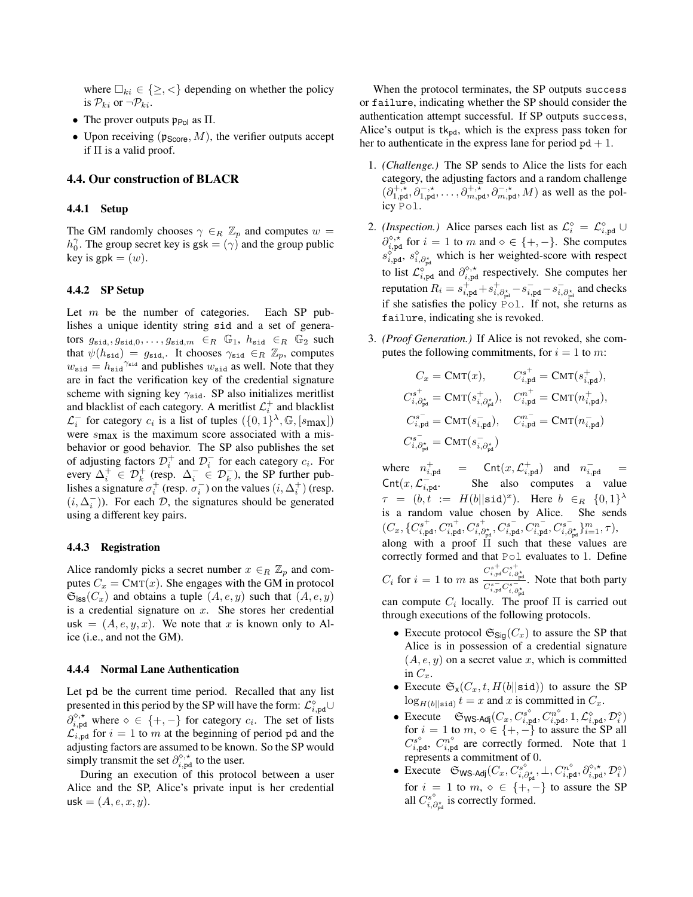where $\square_{ki} \in \{\geq, <\}$ depending on whether the policy is $\mathcal{P}_{ki}$ or $\neg\mathcal{P}_{ki}$.

- The prover outputs $\mathfrak{p}_{\mathsf{Pol}}$ as $\Pi$.
- Upon receiving $(\mathfrak{p}_{\mathsf{Score}}, M)$, the verifier outputs accept if $\Pi$ is a valid proof.

### 4.4. Our construction of BLACR

#### 4.4.1 Setup

The GM randomly chooses $\gamma \in_R \mathbb{Z}_p$ and computes $w = h_0^{\gamma}$. The group secret key is $\mathsf{gsk} = (\gamma)$ and the group public key is $\mathsf{gpk} = (w)$.

#### 4.4.2 SP Setup

Let $m$ be the number of categories. Each SP publishes a unique identity string $\mathtt{sid}$ and a set of generators $g_{\mathtt{sid},}, g_{\mathtt{sid},0}, \ldots, g_{\mathtt{sid},m} \in_R \mathbb{G}_1$, $h_{\mathtt{sid}} \in_R \mathbb{G}_2$ such that $\psi(h_{\mathtt{sid}}) = g_{\mathtt{sid},}$. It chooses $\gamma_{\mathtt{sid}} \in_R \mathbb{Z}_p$, computes $w_{\mathtt{sid}} = {h_{\mathtt{sid}}}^{\gamma_{\mathtt{sid}}}$ and publishes $w_{\mathtt{sid}}$ as well. Note that they are in fact the verification key of the credential signature scheme with signing key $\gamma_{\mathtt{sid}}$. SP also initializes meritlist and blacklist of each category. A meritlist $\mathcal{L}_i^+$ and blacklist $\mathcal{L}_i^-$ for category $c_i$ is a list of tuples $(\{0,1\}^{\lambda}, \mathbb{G}, [s_{\max}])$ were $s_{\max}$ is the maximum score associated with a misbehavior or good behavior. The SP also publishes the set of adjusting factors $\mathcal{D}_i^+$ and $\mathcal{D}_i^-$ for each category $c_i$. For every $\Delta_i^+ \in \mathcal{D}_k^+$ (resp. $\Delta_i^- \in \mathcal{D}_k^-$), the SP further publishes a signature $\sigma_i^+$ (resp. $\sigma_i^-$) on the values $(i, \Delta_i^+)$ (resp. $(i, \Delta_i^-)$). For each $\mathcal{D}$, the signatures should be generated using a different key pairs.

#### 4.4.3 Registration

Alice randomly picks a secret number $x \in_R \mathbb{Z}_p$ and computes $C_x = \textsc{Cmt}(x)$. She engages with the GM in protocol $\mathfrak{S}_{\mathsf{iss}}(C_x)$ and obtains a tuple $(A, e, y)$ such that $(A, e, y)$ is a credential signature on $x$. She stores her credential $\mathsf{usk} = (A, e, y, x)$. We note that $x$ is known only to Alice (i.e., and not the GM).

#### 4.4.4 Normal Lane Authentication

Let $\mathtt{pd}$ be the current time period. Recalled that any list presented in this period by the SP will have the form: $\mathcal{L}_{i,\mathtt{pd}}^{\diamond} \cup \partial_{i,\mathtt{pd}}^{\diamond,\star}$ where $\diamond \in \{+,-\}$ for category $c_i$. The set of lists $\mathcal{L}_{i,\mathtt{pd}}$ for $i = 1$ to $m$ at the beginning of period $\mathtt{pd}$ and the adjusting factors are assumed to be known. So the SP would simply transmit the set $\partial_{i,\mathtt{pd}}^{\diamond,\star}$ to the user.

During an execution of this protocol between a user Alice and the SP, Alice's private input is her credential $\mathsf{usk} = (A, e, x, y)$.

When the protocol terminates, the SP outputs $\mathtt{success}$ or $\mathtt{failure}$, indicating whether the SP should consider the authentication attempt successful. If SP outputs $\mathtt{success}$, Alice's output is $\mathtt{tk}_{\mathtt{pd}}$, which is the express pass token for her to authenticate in the express lane for period $\mathtt{pd}+1$.

1. *(Challenge.)* The SP sends to Alice the lists for each category, the adjusting factors and a random challenge $(\partial_{1,\mathtt{pd}}^{+,\star}, \partial_{1,\mathtt{pd}}^{-,\star}, \ldots, \partial_{m,\mathtt{pd}}^{+,\star}, \partial_{m,\mathtt{pd}}^{-,\star}, M)$ as well as the policy $\mathtt{Pol}$.
2. *(Inspection.)* Alice parses each list as $\mathcal{L}_i^{\diamond} = \mathcal{L}_{i,\mathtt{pd}}^{\diamond} \cup \partial_{i,\mathtt{pd}}^{\diamond,\star}$ for $i = 1$ to $m$ and $\diamond \in \{+,-\}$. She computes $s_{i,\mathtt{pd}}^{\diamond}$, $s_{i,\partial_{\mathtt{pd}}^{\star}}^{\diamond}$ which is her weighted-score with respect to list $\mathcal{L}_{i,\mathtt{pd}}^{\diamond}$ and $\partial_{i,\mathtt{pd}}^{\diamond,\star}$ respectively. She computes her reputation $R_i = s_{i,\mathtt{pd}}^{+} + s_{i,\partial_{\mathtt{pd}}^{\star}}^{+} - s_{i,\mathtt{pd}}^{-} - s_{i,\partial_{\mathtt{pd}}^{\star}}^{-}$ and checks if she satisfies the policy $\mathtt{Pol}$. If not, she returns as $\mathtt{failure}$, indicating she is revoked.
3. *(Proof Generation.)* If Alice is not revoked, she computes the following commitments, for $i = 1$ to $m$:

$$
\begin{aligned}
C_x &= \textsc{Cmt}(x), & C_{i,\mathtt{pd}}^{s^+} &= \textsc{Cmt}(s_{i,\mathtt{pd}}^{+}), \\
C_{i,\partial_{\mathtt{pd}}^{\star}}^{s^+} &= \textsc{Cmt}(s_{i,\partial_{\mathtt{pd}}^{\star}}^{+}), & C_{i,\mathtt{pd}}^{n^+} &= \textsc{Cmt}(n_{i,\mathtt{pd}}^{+}), \\
C_{i,\mathtt{pd}}^{s^-} &= \textsc{Cmt}(s_{i,\mathtt{pd}}^{-}), & C_{i,\mathtt{pd}}^{n^-} &= \textsc{Cmt}(n_{i,\mathtt{pd}}^{-}) \\
C_{i,\partial_{\mathtt{pd}}^{\star}}^{s^-} &= \textsc{Cmt}(s_{i,\partial_{\mathtt{pd}}^{\star}}^{-})
\end{aligned}
$$

   where $n_{i,\mathtt{pd}}^{+} = \mathsf{Cnt}(x, \mathcal{L}_{i,\mathtt{pd}}^{+})$ and $n_{i,\mathtt{pd}}^{-} = \mathsf{Cnt}(x, \mathcal{L}_{i,\mathtt{pd}}^{-}$. She also computes a value $\tau = (b, t := H(b||\mathtt{sid})^x)$. Here $b \in_R \{0,1\}^{\lambda}$ is a random value chosen by Alice. She sends $(C_x, \{C_{i,\mathtt{pd}}^{s^+}, C_{i,\mathtt{pd}}^{n^+}, C_{i,\partial_{\mathtt{pd}}^{\star}}^{s^+}, C_{i,\mathtt{pd}}^{s^-}, C_{i,\mathtt{pd}}^{n^-}, C_{i,\partial_{\mathtt{pd}}^{\star}}^{s^-}\}_{i=1}^{m}, \tau)$, along with a proof $\Pi$ such that these values are correctly formed and that $\mathtt{Pol}$ evaluates to 1. Define $C_i$ for $i = 1$ to $m$ as $\frac{C_{i,\mathtt{pd}}^{s^+} C_{i,\partial_{\mathtt{pd}}^{\star}}^{s^+}}{C_{i,\mathtt{pd}}^{s^-} C_{i,\partial_{\mathtt{pd}}^{\star}}^{s^-}}$. Note that both party can compute $C_i$ locally. The proof $\Pi$ is carried out through executions of the following protocols.

   - Execute protocol $\mathfrak{S}_{\mathsf{Sig}}(C_x)$ to assure the SP that Alice is in possession of a credential signature $(A, e, y)$ on a secret value $x$, which is committed in $C_x$.
   - Execute $\mathfrak{S}_{\mathsf{x}}(C_x, t, H(b||\mathtt{sid}))$ to assure the SP $\log_{H(b||\mathtt{sid})} t = x$ and $x$ is committed in $C_x$.
   - Execute $\mathfrak{S}_{\mathsf{WS\text{-}Adj}}(C_x, C_{i,\mathtt{pd}}^{s^{\diamond}}, C_{i,\mathtt{pd}}^{n^{\diamond}}, 1, \mathcal{L}_{i,\mathtt{pd}}^{\diamond}, \mathcal{D}_i^{\diamond})$ for $i = 1$ to $m$, $\diamond \in \{+,-\}$ to assure the SP all $C_{i,\mathtt{pd}}^{s^{\diamond}}$, $C_{i,\mathtt{pd}}^{n^{\diamond}}$ are correctly formed. Note that 1 represents a commitment of 0.
   - Execute $\mathfrak{S}_{\mathsf{WS\text{-}Adj}}(C_x, C_{i,\partial_{\mathtt{pd}}^{\star}}^{s^{\diamond}}, \perp, C_{i,\mathtt{pd}}^{n^{\diamond}}, \partial_{i,\mathtt{pd}}^{\diamond,\star}, \mathcal{D}_i^{\diamond})$ for $i = 1$ to $m$, $\diamond \in \{+,-\}$ to assure the SP all $C_{i,\partial_{\mathtt{pd}}^{\star}}^{s^{\diamond}}$ is correctly formed.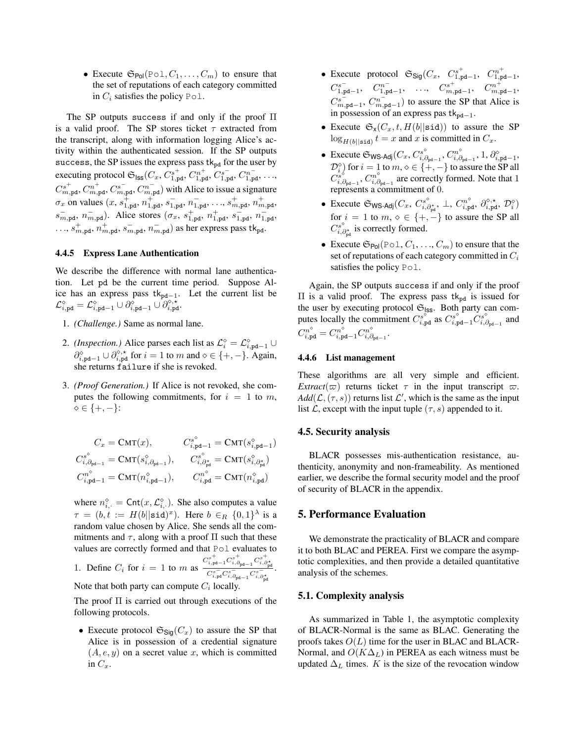- Execute $\mathfrak{S}_{\mathsf{Pol}}(\texttt{Pol}, C_1, \ldots, C_m)$ to ensure that the set of reputations of each category committed in $C_i$ satisfies the policy $\texttt{Pol}$.

The SP outputs success if and only if the proof $\Pi$ is a valid proof. The SP stores ticket $\tau$ extracted from the transcript, along with information logging Alice's activity within the authenticated session. If the SP outputs success, the SP issues the express pass $\mathsf{tk}_{\mathsf{pd}}$ for the user by executing protocol $\mathfrak{S}_{\mathsf{Iss}}(C_x, C^{s^+}_{1,\mathsf{pd}}, C^{n^+}_{1,\mathsf{pd}}, C^{s^-}_{1,\mathsf{pd}}, C^{n^-}_{1,\mathsf{pd}}, \ldots, C^{s^+}_{m,\mathsf{pd}}, C^{n^+}_{m,\mathsf{pd}}, C^{s^-}_{m,\mathsf{pd}}, C^{n^-}_{m,\mathsf{pd}})$ with Alice to issue a signature $\sigma_x$ on values $(x, s^+_{1,\mathsf{pd}}, n^+_{1,\mathsf{pd}}, s^-_{1,\mathsf{pd}}, n^-_{1,\mathsf{pd}}, \ldots, s^+_{m,\mathsf{pd}}, n^+_{m,\mathsf{pd}}, s^-_{m,\mathsf{pd}}, n^-_{m,\mathsf{pd}})$. Alice stores $(\sigma_x, s^+_{1,\mathsf{pd}}, n^+_{1,\mathsf{pd}}, s^-_{1,\mathsf{pd}}, n^-_{1,\mathsf{pd}}, \ldots, s^+_{m,\mathsf{pd}}, n^+_{m,\mathsf{pd}}, s^-_{m,\mathsf{pd}}, n^-_{m,\mathsf{pd}})$ as her express pass $\mathsf{tk}_{\mathsf{pd}}$.

#### 4.4.5 Express Lane Authentication

We describe the difference with normal lane authentication. Let pd be the current time period. Suppose Alice has an express pass $\mathsf{tk}_{\mathsf{pd}-1}$. Let the current list be $\mathcal{L}^{\diamond}_{i,\mathsf{pd}} = \mathcal{L}^{\diamond}_{i,\mathsf{pd}-1} \cup \partial^{\diamond}_{i,\mathsf{pd}-1} \cup \partial^{\diamond,\star}_{i,\mathsf{pd}}$.

1. *(Challenge.)* Same as normal lane.
2. *(Inspection.)* Alice parses each list as $\mathcal{L}^{\diamond}_i = \mathcal{L}^{\diamond}_{i,\mathsf{pd}-1} \cup \partial^{\diamond}_{i,\mathsf{pd}-1} \cup \partial^{\diamond,\star}_{i,\mathsf{pd}}$ for $i = 1$ to $m$ and $\diamond \in \{+,-\}$. Again, she returns failure if she is revoked.
3. *(Proof Generation.)* If Alice is not revoked, she computes the following commitments, for $i = 1$ to $m$, $\diamond \in \{+,-\}$:

$$C_x = \textsc{Cmt}(x), \qquad C^{s^{\diamond}}_{i,\mathsf{pd}-1} = \textsc{Cmt}(s^{\diamond}_{i,\mathsf{pd}-1})$$
$$C^{s^{\diamond}}_{i,\partial_{\mathsf{pd}-1}} = \textsc{Cmt}(s^{\diamond}_{i,\partial_{\mathsf{pd}-1}}), \qquad C^{s^{\diamond}}_{i,\partial^{\star}_{\mathsf{pd}}} = \textsc{Cmt}(s^{\diamond}_{i,\partial^{\star}_{\mathsf{pd}}})$$
$$C^{n^{\diamond}}_{i,\mathsf{pd}-1} = \textsc{Cmt}(n^{\diamond}_{i,\mathsf{pd}-1}), \qquad C^{n^{\diamond}}_{i,\mathsf{pd}} = \textsc{Cmt}(n^{\diamond}_{i,\mathsf{pd}})$$

where $n^{\diamond}_{i,\cdot} = \mathsf{Cnt}(x, \mathcal{L}^{\diamond}_{i,\cdot})$. She also computes a value $\tau = (b, t := H(b||\mathsf{sid})^x)$. Here $b \in_R \{0,1\}^{\lambda}$ is a random value chosen by Alice. She sends all the commitments and $\tau$, along with a proof $\Pi$ such that these values are correctly formed and that $\texttt{Pol}$ evaluates to 1. Define $C_i$ for $i = 1$ to $m$ as $\frac{C^{s^+}_{i,\mathsf{pd}-1} C^{s^+}_{i,\partial_{\mathsf{pd}-1}} C^{s^+}_{i,\partial^{\star}_{\mathsf{pd}}}}{C^{s^-}_{i,\mathsf{pd}} C^{s^-}_{i,\partial_{\mathsf{pd}-1}} C^{s^-}_{i,\partial^{\star}_{\mathsf{pd}}}}$.

Note that both party can compute $C_i$ locally.

The proof $\Pi$ is carried out through executions of the following protocols.

- Execute protocol $\mathfrak{S}_{\mathsf{Sig}}(C_x)$ to assure the SP that Alice is in possession of a credential signature $(A, e, y)$ on a secret value $x$, which is committed in $C_x$.
- Execute protocol $\mathfrak{S}_{\mathsf{Sig}}(C_x, C^{s^+}_{1,\mathsf{pd}-1}, C^{n^+}_{1,\mathsf{pd}-1}, C^{s^-}_{1,\mathsf{pd}-1}, C^{n^-}_{1,\mathsf{pd}-1}, \ldots, C^{s^+}_{m,\mathsf{pd}-1}, C^{n^+}_{m,\mathsf{pd}-1}, C^{s^-}_{m,\mathsf{pd}-1}, C^{n^-}_{m,\mathsf{pd}-1})$ to assure the SP that Alice is in possession of an express pas $\mathsf{tk}_{\mathsf{pd}-1}$.
- Execute $\mathfrak{S}_{\mathsf{x}}(C_x, t, H(b||\mathsf{sid}))$ to assure the SP $\log_{H(b||\mathsf{sid})} t = x$ and $x$ is committed in $C_x$.
- Execute $\mathfrak{S}_{\mathsf{WS\text{-}Adj}}(C_x, C^{s^{\diamond}}_{i,\partial_{\mathsf{pd}-1}}, C^{n^{\diamond}}_{i,\partial_{\mathsf{pd}-1}}, 1, \partial^{\diamond}_{i,\mathsf{pd}-1}, \mathcal{D}^{\diamond}_i)$ for $i = 1$ to $m, \diamond \in \{+,-\}$ to assure the SP all $C^{s^{\diamond}}_{i,\partial_{\mathsf{pd}-1}}, C^{n^{\diamond}}_{i,\partial_{\mathsf{pd}-1}}$ are correctly formed. Note that 1 represents a commitment of 0.
- Execute $\mathfrak{S}_{\mathsf{WS\text{-}Adj}}(C_x, C^{s^{\diamond}}_{i,\partial^{\star}_{\mathsf{pd}}}, \perp, C^{n^{\diamond}}_{i,\mathsf{pd}}, \partial^{\diamond,\star}_{i,\mathsf{pd}}, \mathcal{D}^{\diamond}_i)$ for $i = 1$ to $m$, $\diamond \in \{+,-\}$ to assure the SP all $C^{s^{\diamond}}_{i,\partial^{\star}_{\mathsf{pd}}}$ is correctly formed.
- Execute $\mathfrak{S}_{\mathsf{Pol}}(\texttt{Pol}, C_1, \ldots, C_m)$ to ensure that the set of reputations of each category committed in $C_i$ satisfies the policy $\texttt{Pol}$.

Again, the SP outputs success if and only if the proof $\Pi$ is a valid proof. The express pass $\mathsf{tk}_{\mathsf{pd}}$ is issued for the user by executing protocol $\mathfrak{S}_{\mathsf{Iss}}$. Both party can computes locally the commitment $C^{s^{\diamond}}_{i,\mathsf{pd}}$ as $C^{s^{\diamond}}_{i,\mathsf{pd}-1} C^{s^{\diamond}}_{i,\partial_{\mathsf{pd}-1}}$ and $C^{n^{\diamond}}_{i,\mathsf{pd}} = C^{n^{\diamond}}_{i,\mathsf{pd}-1} C^{n^{\diamond}}_{i,\partial_{\mathsf{pd}-1}}$.

#### 4.4.6 List management

These algorithms are all very simple and efficient. *Extract*($\varpi$) returns ticket $\tau$ in the input transcript $\varpi$. *Add*($\mathcal{L}, (\tau, s)$) returns list $\mathcal{L}'$, which is the same as the input list $\mathcal{L}$, except with the input tuple $(\tau, s)$ appended to it.

### 4.5. Security analysis

BLACR possesses mis-authentication resistance, authenticity, anonymity and non-frameability. As mentioned earlier, we describe the formal security model and the proof of security of BLACR in the appendix.

## 5. Performance Evaluation

We demonstrate the practicality of BLACR and compare it to both BLAC and PEREA. First we compare the asymptotic complexities, and then provide a detailed quantitative analysis of the schemes.

### 5.1. Complexity analysis

As summarized in Table 1, the asymptotic complexity of BLACR-Normal is the same as BLAC. Generating the proofs takes $O(L)$ time for the user in BLAC and BLACR-Normal, and $O(K\Delta_L)$ in PEREA as each witness must be updated $\Delta_L$ times. $K$ is the size of the revocation window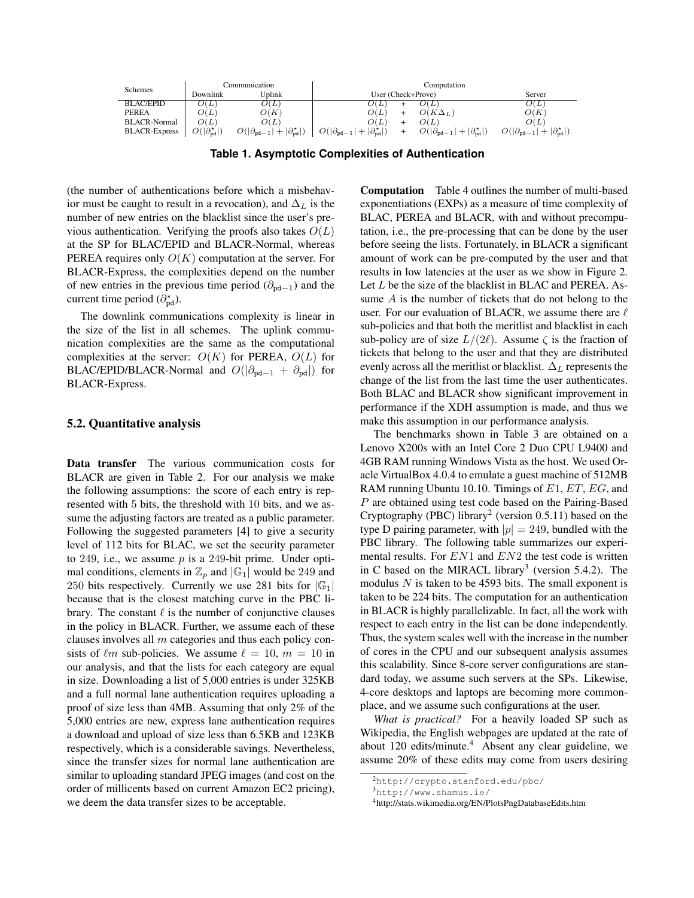| Schemes | Communication | | Computation | |
|---|---|---|---|---|
| | Downlink | Uplink | User (Check+Prove) | Server |
| BLAC/EPID | $O(L)$ | $O(L)$ | $O(L) + O(L)$ | $O(L)$ |
| PEREA | $O(L)$ | $O(K)$ | $O(L) + O(K\Delta_L)$ | $O(K)$ |
| BLACR-Normal | $O(L)$ | $O(L)$ | $O(L) + O(L)$ | $O(L)$ |
| BLACR-Express | $O(\lvert\partial^{\star}_{\mathtt{pd}}\rvert)$ | $O(\lvert\partial_{\mathtt{pd}-1}\rvert + \lvert\partial^{\star}_{\mathtt{pd}}\rvert)$ | $O(\lvert\partial_{\mathtt{pd}-1}\rvert + \lvert\partial^{\star}_{\mathtt{pd}}\rvert) + O(\lvert\partial_{\mathtt{pd}-1}\rvert + \lvert\partial^{\star}_{\mathtt{pd}}\rvert)$ | $O(\lvert\partial_{\mathtt{pd}-1}\rvert + \lvert\partial^{\star}_{\mathtt{pd}}\rvert)$ |

**Table 1. Asymptotic Complexities of Authentication**

(the number of authentications before which a misbehavior must be caught to result in a revocation), and $\Delta_L$ is the number of new entries on the blacklist since the user's previous authentication. Verifying the proofs also takes $O(L)$ at the SP for BLAC/EPID and BLACR-Normal, whereas PEREA requires only $O(K)$ computation at the server. For BLACR-Express, the complexities depend on the number of new entries in the previous time period ($\partial_{\mathtt{pd}-1}$) and the current time period ($\partial^{\star}_{\mathtt{pd}}$).

The downlink communications complexity is linear in the size of the list in all schemes. The uplink communication complexities are the same as the computational complexities at the server: $O(K)$ for PEREA, $O(L)$ for BLAC/EPID/BLACR-Normal and $O(|\partial_{\mathtt{pd}-1} + \partial_{\mathtt{pd}}|)$ for BLACR-Express.

### 5.2. Quantitative analysis

**Data transfer** The various communication costs for BLACR are given in Table 2. For our analysis we make the following assumptions: the score of each entry is represented with 5 bits, the threshold with 10 bits, and we assume the adjusting factors are treated as a public parameter. Following the suggested parameters [4] to give a security level of 112 bits for BLAC, we set the security parameter to 249, i.e., we assume $p$ is a 249-bit prime. Under optimal conditions, elements in $\mathbb{Z}_p$ and $|\mathbb{G}_1|$ would be 249 and 250 bits respectively. Currently we use 281 bits for $|\mathbb{G}_1|$ because that is the closest matching curve in the PBC library. The constant $\ell$ is the number of conjunctive clauses in the policy in BLACR. Further, we assume each of these clauses involves all $m$ categories and thus each policy consists of $\ell m$ sub-policies. We assume $\ell = 10$, $m = 10$ in our analysis, and that the lists for each category are equal in size. Downloading a list of 5,000 entries is under 325KB and a full normal lane authentication requires uploading a proof of size less than 4MB. Assuming that only 2% of the 5,000 entries are new, express lane authentication requires a download and upload of size less than 6.5KB and 123KB respectively, which is a considerable savings. Nevertheless, since the transfer sizes for normal lane authentication are similar to uploading standard JPEG images (and cost on the order of millicents based on current Amazon EC2 pricing), we deem the data transfer sizes to be acceptable.

**Computation** Table 4 outlines the number of multi-based exponentiations (EXPs) as a measure of time complexity of BLAC, PEREA and BLACR, with and without precomputation, i.e., the pre-processing that can be done by the user before seeing the lists. Fortunately, in BLACR a significant amount of work can be pre-computed by the user and that results in low latencies at the user as we show in Figure 2. Let $L$ be the size of the blacklist in BLAC and PEREA. Assume $A$ is the number of tickets that do not belong to the user. For our evaluation of BLACR, we assume there are $\ell$ sub-policies and that both the meritlist and blacklist in each sub-policy are of size $L/(2\ell)$. Assume $\zeta$ is the fraction of tickets that belong to the user and that they are distributed evenly across all the meritlist or blacklist. $\Delta_L$ represents the change of the list from the last time the user authenticates. Both BLAC and BLACR show significant improvement in performance if the XDH assumption is made, and thus we make this assumption in our performance analysis.

The benchmarks shown in Table 3 are obtained on a Lenovo X200s with an Intel Core 2 Duo CPU L9400 and 4GB RAM running Windows Vista as the host. We used Oracle VirtualBox 4.0.4 to emulate a guest machine of 512MB RAM running Ubuntu 10.10. Timings of $E1$, $ET$, $EG$, and $P$ are obtained using test code based on the Pairing-Based Cryptography (PBC) library[2] (version 0.5.11) based on the type D pairing parameter, with $|p| = 249$, bundled with the PBC library. The following table summarizes our experimental results. For $EN1$ and $EN2$ the test code is written in C based on the MIRACL library[3] (version 5.4.2). The modulus $N$ is taken to be 4593 bits. The small exponent is taken to be 224 bits. The computation for an authentication in BLACR is highly parallelizable. In fact, all the work with respect to each entry in the list can be done independently. Thus, the system scales well with the increase in the number of cores in the CPU and our subsequent analysis assumes this scalability. Since 8-core server configurations are standard today, we assume such servers at the SPs. Likewise, 4-core desktops and laptops are becoming more commonplace, and we assume such configurations at the user.

*What is practical?* For a heavily loaded SP such as Wikipedia, the English webpages are updated at the rate of about 120 edits/minute.[4] Absent any clear guideline, we assume 20% of these edits may come from users desiring

[2] http://crypto.stanford.edu/pbc/

[3] http://www.shamus.ie/

[4] http://stats.wikimedia.org/EN/PlotsPngDatabaseEdits.htm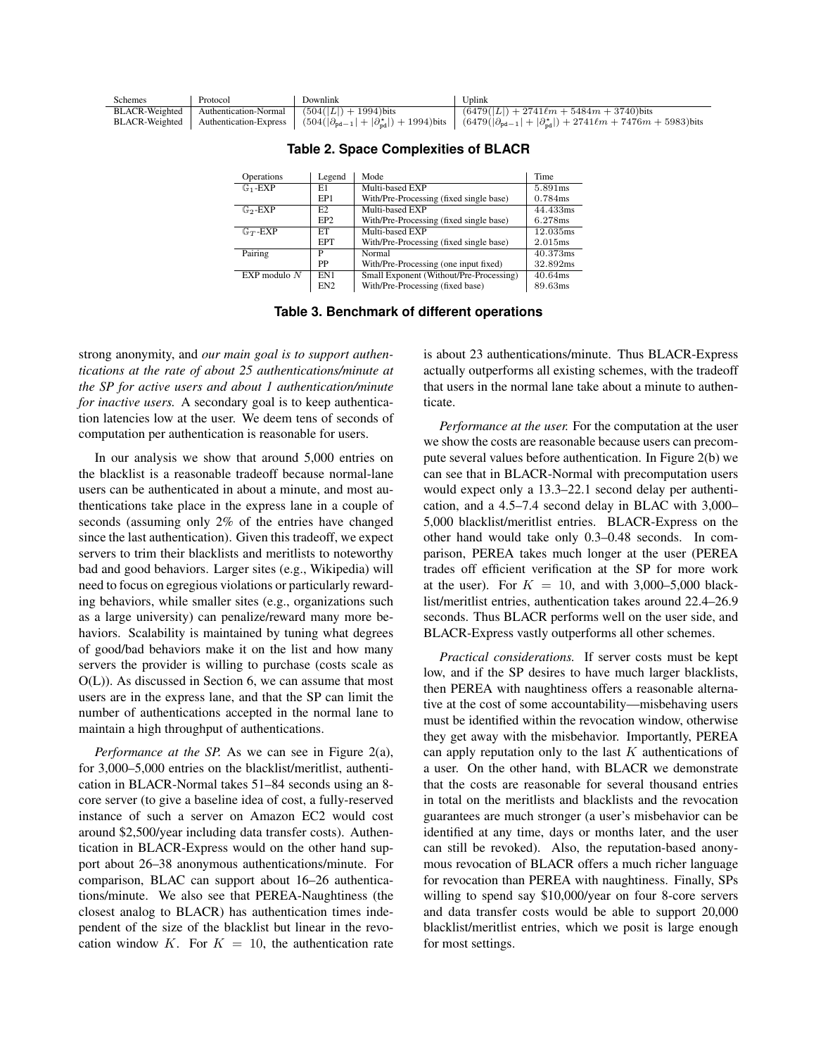| Schemes | Protocol | Downlink | Uplink |
| --- | --- | --- | --- |
| BLACR-Weighted | Authentication-Normal | $(504(\|L\|) + 1994)$bits | $(6479(\|L\|) + 2741\ell m + 5484m + 3740)$bits |
| BLACR-Weighted | Authentication-Express | $(504(\|\partial_{\mathsf{pd}-1}\| + \|\partial^{\star}_{\mathsf{pd}}\|) + 1994)$bits | $(6479(\|\partial_{\mathsf{pd}-1}\| + \|\partial^{\star}_{\mathsf{pd}}\|) + 2741\ell m + 7476m + 5983)$bits |

**Table 2. Space Complexities of BLACR**

| Operations | Legend | Mode | Time |
| --- | --- | --- | --- |
| $\mathbb{G}_1$-EXP | E1 | Multi-based EXP | 5.891ms |
| | EP1 | With/Pre-Processing (fixed single base) | 0.784ms |
| $\mathbb{G}_2$-EXP | E2 | Multi-based EXP | 44.433ms |
| | EP2 | With/Pre-Processing (fixed single base) | 6.278ms |
| $\mathbb{G}_T$-EXP | ET | Multi-based EXP | 12.035ms |
| | EPT | With/Pre-Processing (fixed single base) | 2.015ms |
| Pairing | P | Normal | 40.373ms |
| | PP | With/Pre-Processing (one input fixed) | 32.892ms |
| EXP modulo $N$ | EN1 | Small Exponent (Without/Pre-Processing) | 40.64ms |
| | EN2 | With/Pre-Processing (fixed base) | 89.63ms |

**Table 3. Benchmark of different operations**

strong anonymity, and *our main goal is to support authentications at the rate of about 25 authentications/minute at the SP for active users and about 1 authentication/minute for inactive users.* A secondary goal is to keep authentication latencies low at the user. We deem tens of seconds of computation per authentication is reasonable for users.

In our analysis we show that around 5,000 entries on the blacklist is a reasonable tradeoff because normal-lane users can be authenticated in about a minute, and most authentications take place in the express lane in a couple of seconds (assuming only 2% of the entries have changed since the last authentication). Given this tradeoff, we expect servers to trim their blacklists and meritlists to noteworthy bad and good behaviors. Larger sites (e.g., Wikipedia) will need to focus on egregious violations or particularly rewarding behaviors, while smaller sites (e.g., organizations such as a large university) can penalize/reward many more behaviors. Scalability is maintained by tuning what degrees of good/bad behaviors make it on the list and how many servers the provider is willing to purchase (costs scale as O(L)). As discussed in Section 6, we can assume that most users are in the express lane, and that the SP can limit the number of authentications accepted in the normal lane to maintain a high throughput of authentications.

*Performance at the SP.* As we can see in Figure 2(a), for 3,000–5,000 entries on the blacklist/meritlist, authentication in BLACR-Normal takes 51–84 seconds using an 8-core server (to give a baseline idea of cost, a fully-reserved instance of such a server on Amazon EC2 would cost around $2,500/year including data transfer costs). Authentication in BLACR-Express would on the other hand support about 26–38 anonymous authentications/minute. For comparison, BLAC can support about 16–26 authentications/minute. We also see that PEREA-Naughtiness (the closest analog to BLACR) has authentication times independent of the size of the blacklist but linear in the revocation window $K$. For $K = 10$, the authentication rate is about 23 authentications/minute. Thus BLACR-Express actually outperforms all existing schemes, with the tradeoff that users in the normal lane take about a minute to authenticate.

*Performance at the user.* For the computation at the user we show the costs are reasonable because users can precompute several values before authentication. In Figure 2(b) we can see that in BLACR-Normal with precomputation users would expect only a 13.3–22.1 second delay per authentication, and a 4.5–7.4 second delay in BLAC with 3,000–5,000 blacklist/meritlist entries. BLACR-Express on the other hand would take only 0.3–0.48 seconds. In comparison, PEREA takes much longer at the user (PEREA trades off efficient verification at the SP for more work at the user). For $K = 10$, and with 3,000–5,000 blacklist/meritlist entries, authentication takes around 22.4–26.9 seconds. Thus BLACR performs well on the user side, and BLACR-Express vastly outperforms all other schemes.

*Practical considerations.* If server costs must be kept low, and if the SP desires to have much larger blacklists, then PEREA with naughtiness offers a reasonable alternative at the cost of some accountability—misbehaving users must be identified within the revocation window, otherwise they get away with the misbehavior. Importantly, PEREA can apply reputation only to the last $K$ authentications of a user. On the other hand, with BLACR we demonstrate that the costs are reasonable for several thousand entries in total on the meritlists and blacklists and the revocation guarantees are much stronger (a user's misbehavior can be identified at any time, days or months later, and the user can still be revoked). Also, the reputation-based anonymous revocation of BLACR offers a much richer language for revocation than PEREA with naughtiness. Finally, SPs willing to spend say $10,000/year on four 8-core servers and data transfer costs would be able to support 20,000 blacklist/meritlist entries, which we posit is large enough for most settings.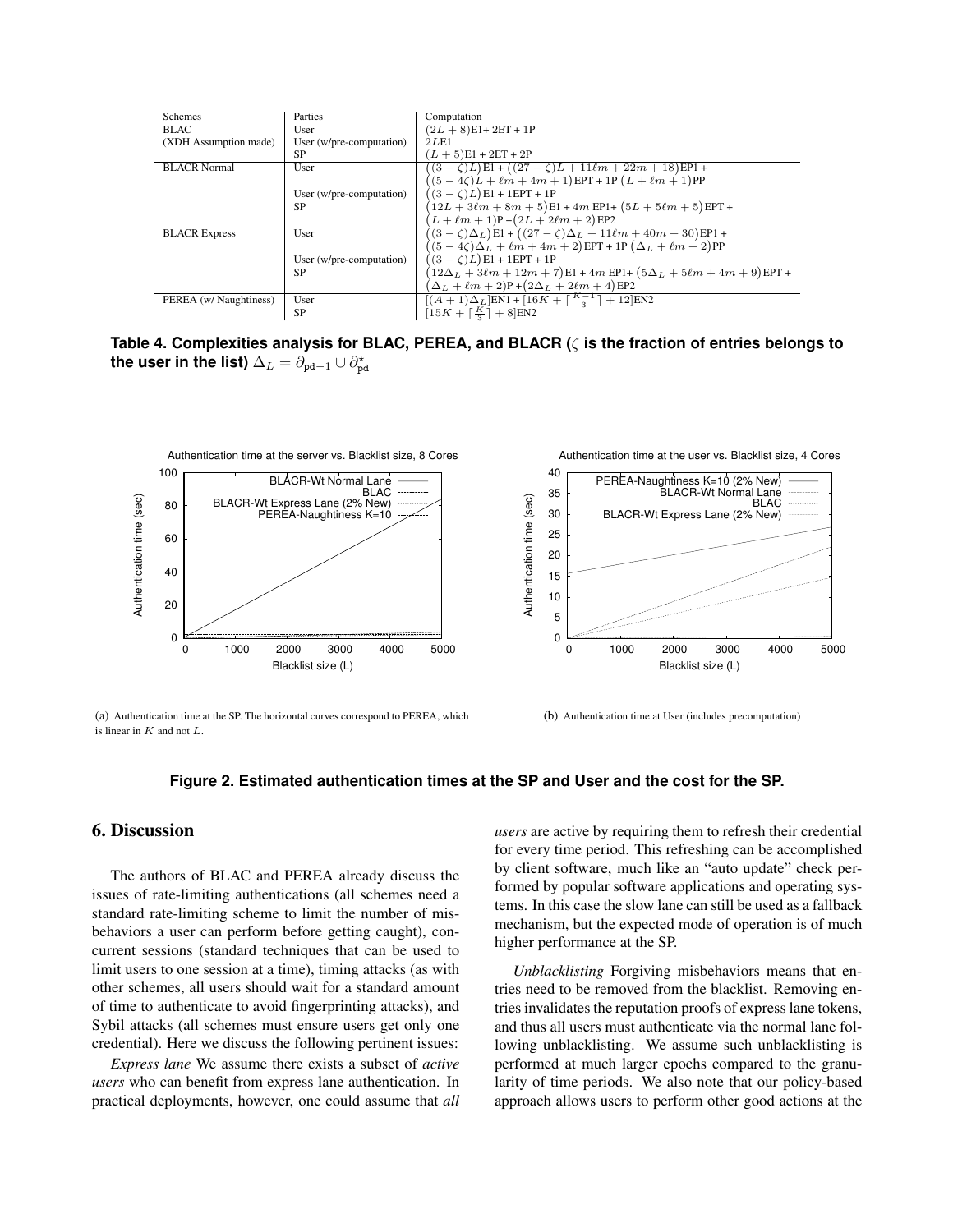| Schemes | Parties | Computation |
|---|---|---|
| BLAC | User | $(2L+8)$E1+ 2ET + 1P |
| (XDH Assumption made) | User (w/pre-computation) | $2L$E1 |
| | SP | $(L+5)$E1 + 2ET + 2P |
| BLACR Normal | User | $\big((3-\zeta)L\big)$E1 + $\big((27-\zeta)L+11\ell m+22m+18\big)$EP1 + $\big((5-4\zeta)L+\ell m+4m+1\big)$EPT + 1P $\big(L+\ell m+1\big)$PP |
| | User (w/pre-computation) | $\big((3-\zeta)L\big)$E1 + 1EPT + 1P |
| | SP | $\big(12L+3\ell m+8m+5\big)$E1 + $4m$ EP1+ $\big(5L+5\ell m+5\big)$EPT + $\big(L+\ell m+1\big)$P +$\big(2L+2\ell m+2\big)$EP2 |
| BLACR Express | User | $\big((3-\zeta)\Delta_L\big)$E1 + $\big((27-\zeta)\Delta_L+11\ell m+40m+30\big)$EP1 + $\big((5-4\zeta)\Delta_L+\ell m+4m+2\big)$EPT + 1P $\big(\Delta_L+\ell m+2\big)$PP |
| | User (w/pre-computation) | $\big((3-\zeta)L\big)$E1 + 1EPT + 1P |
| | SP | $\big(12\Delta_L+3\ell m+12m+7\big)$E1 + $4m$ EP1+ $\big(5\Delta_L+5\ell m+4m+9\big)$EPT + $\big(\Delta_L+\ell m+2\big)$P +$\big(2\Delta_L+2\ell m+4\big)$EP2 |
| PEREA (w/ Naughtiness) | User | $[(A+1)\Delta_L]$EN1 + $[16K+\lceil\frac{K-1}{3}\rceil+12]$EN2 |
| | SP | $[15K+\lceil\frac{K}{3}\rceil+8]$EN2 |

**Table 4. Complexities analysis for BLAC, PEREA, and BLACR ($\zeta$ is the fraction of entries belongs to the user in the list) $\Delta_L = \partial_{\mathtt{pd}-1} \cup \partial^{\star}_{\mathtt{pd}}$**

(a) Authentication time at the SP. The horizontal curves correspond to PEREA, which is linear in $K$ and not $L$.

(b) Authentication time at User (includes precomputation)

**Figure 2. Estimated authentication times at the SP and User and the cost for the SP.**

## 6. Discussion

The authors of BLAC and PEREA already discuss the issues of rate-limiting authentications (all schemes need a standard rate-limiting scheme to limit the number of misbehaviors a user can perform before getting caught), concurrent sessions (standard techniques that can be used to limit users to one session at a time), timing attacks (as with other schemes, all users should wait for a standard amount of time to authenticate to avoid fingerprinting attacks), and Sybil attacks (all schemes must ensure users get only one credential). Here we discuss the following pertinent issues:

*Express lane* We assume there exists a subset of *active users* who can benefit from express lane authentication. In practical deployments, however, one could assume that *all users* are active by requiring them to refresh their credential for every time period. This refreshing can be accomplished by client software, much like an "auto update" check performed by popular software applications and operating systems. In this case the slow lane can still be used as a fallback mechanism, but the expected mode of operation is of much higher performance at the SP.

*Unblacklisting* Forgiving misbehaviors means that entries need to be removed from the blacklist. Removing entries invalidates the reputation proofs of express lane tokens, and thus all users must authenticate via the normal lane following unblacklisting. We assume such unblacklisting is performed at much larger epochs compared to the granularity of time periods. We also note that our policy-based approach allows users to perform other good actions at the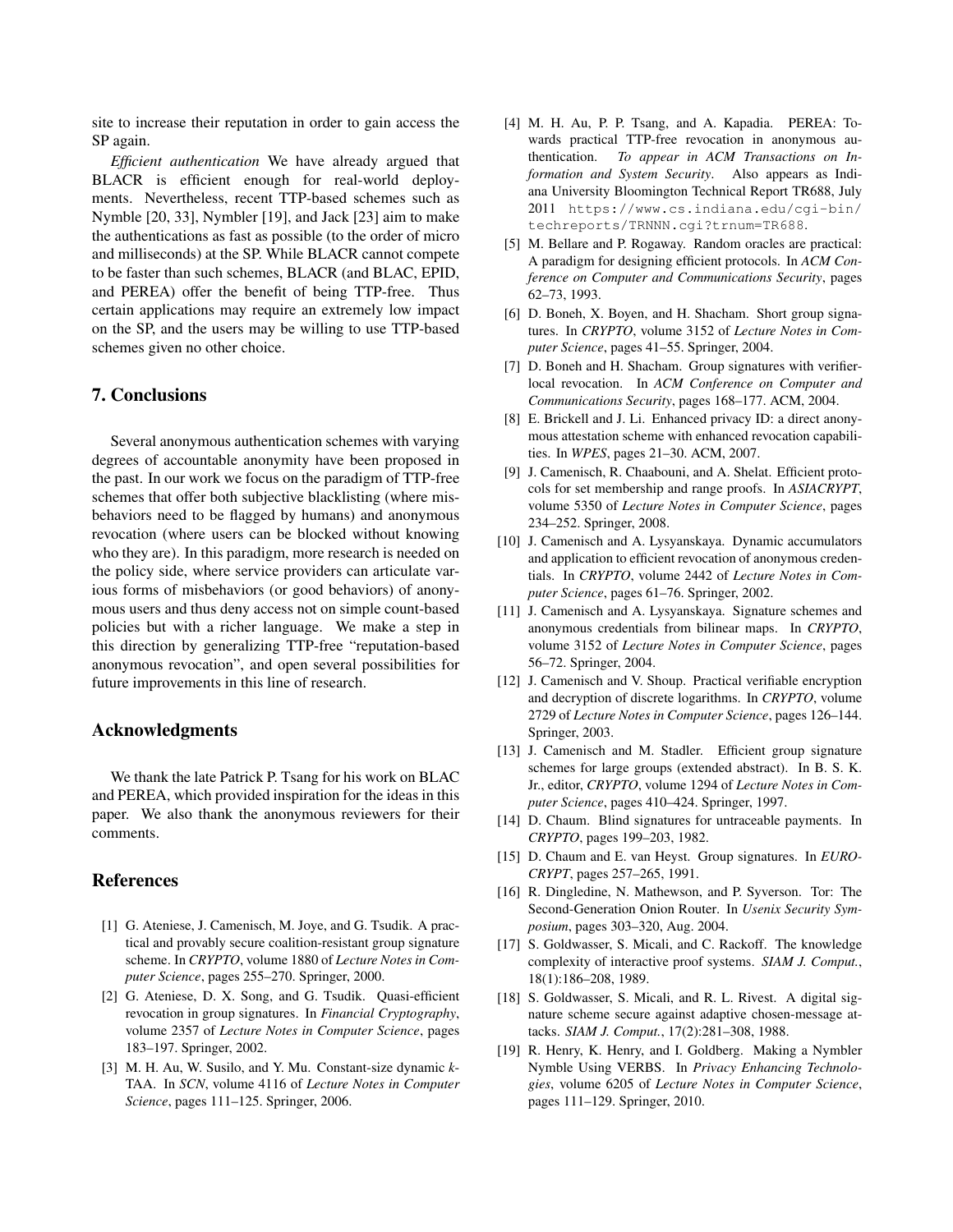site to increase their reputation in order to gain access the SP again.

*Efficient authentication* We have already argued that BLACR is efficient enough for real-world deployments. Nevertheless, recent TTP-based schemes such as Nymble [20, 33], Nymbler [19], and Jack [23] aim to make the authentications as fast as possible (to the order of micro and milliseconds) at the SP. While BLACR cannot compete to be faster than such schemes, BLACR (and BLAC, EPID, and PEREA) offer the benefit of being TTP-free. Thus certain applications may require an extremely low impact on the SP, and the users may be willing to use TTP-based schemes given no other choice.

## 7. Conclusions

Several anonymous authentication schemes with varying degrees of accountable anonymity have been proposed in the past. In our work we focus on the paradigm of TTP-free schemes that offer both subjective blacklisting (where misbehaviors need to be flagged by humans) and anonymous revocation (where users can be blocked without knowing who they are). In this paradigm, more research is needed on the policy side, where service providers can articulate various forms of misbehaviors (or good behaviors) of anonymous users and thus deny access not on simple count-based policies but with a richer language. We make a step in this direction by generalizing TTP-free "reputation-based anonymous revocation", and open several possibilities for future improvements in this line of research.

## Acknowledgments

We thank the late Patrick P. Tsang for his work on BLAC and PEREA, which provided inspiration for the ideas in this paper. We also thank the anonymous reviewers for their comments.

## References

[1] G. Ateniese, J. Camenisch, M. Joye, and G. Tsudik. A practical and provably secure coalition-resistant group signature scheme. In *CRYPTO*, volume 1880 of *Lecture Notes in Computer Science*, pages 255–270. Springer, 2000.

[2] G. Ateniese, D. X. Song, and G. Tsudik. Quasi-efficient revocation in group signatures. In *Financial Cryptography*, volume 2357 of *Lecture Notes in Computer Science*, pages 183–197. Springer, 2002.

[3] M. H. Au, W. Susilo, and Y. Mu. Constant-size dynamic *k*-TAA. In *SCN*, volume 4116 of *Lecture Notes in Computer Science*, pages 111–125. Springer, 2006.

[4] M. H. Au, P. P. Tsang, and A. Kapadia. PEREA: Towards practical TTP-free revocation in anonymous authentication. *To appear in ACM Transactions on Information and System Security*. Also appears as Indiana University Bloomington Technical Report TR688, July 2011 https://www.cs.indiana.edu/cgi-bin/techreports/TRNNN.cgi?trnum=TR688.

[5] M. Bellare and P. Rogaway. Random oracles are practical: A paradigm for designing efficient protocols. In *ACM Conference on Computer and Communications Security*, pages 62–73, 1993.

[6] D. Boneh, X. Boyen, and H. Shacham. Short group signatures. In *CRYPTO*, volume 3152 of *Lecture Notes in Computer Science*, pages 41–55. Springer, 2004.

[7] D. Boneh and H. Shacham. Group signatures with verifier-local revocation. In *ACM Conference on Computer and Communications Security*, pages 168–177. ACM, 2004.

[8] E. Brickell and J. Li. Enhanced privacy ID: a direct anonymous attestation scheme with enhanced revocation capabilities. In *WPES*, pages 21–30. ACM, 2007.

[9] J. Camenisch, R. Chaabouni, and A. Shelat. Efficient protocols for set membership and range proofs. In *ASIACRYPT*, volume 5350 of *Lecture Notes in Computer Science*, pages 234–252. Springer, 2008.

[10] J. Camenisch and A. Lysyanskaya. Dynamic accumulators and application to efficient revocation of anonymous credentials. In *CRYPTO*, volume 2442 of *Lecture Notes in Computer Science*, pages 61–76. Springer, 2002.

[11] J. Camenisch and A. Lysyanskaya. Signature schemes and anonymous credentials from bilinear maps. In *CRYPTO*, volume 3152 of *Lecture Notes in Computer Science*, pages 56–72. Springer, 2004.

[12] J. Camenisch and V. Shoup. Practical verifiable encryption and decryption of discrete logarithms. In *CRYPTO*, volume 2729 of *Lecture Notes in Computer Science*, pages 126–144. Springer, 2003.

[13] J. Camenisch and M. Stadler. Efficient group signature schemes for large groups (extended abstract). In B. S. K. Jr., editor, *CRYPTO*, volume 1294 of *Lecture Notes in Computer Science*, pages 410–424. Springer, 1997.

[14] D. Chaum. Blind signatures for untraceable payments. In *CRYPTO*, pages 199–203, 1982.

[15] D. Chaum and E. van Heyst. Group signatures. In *EUROCRYPT*, pages 257–265, 1991.

[16] R. Dingledine, N. Mathewson, and P. Syverson. Tor: The Second-Generation Onion Router. In *Usenix Security Symposium*, pages 303–320, Aug. 2004.

[17] S. Goldwasser, S. Micali, and C. Rackoff. The knowledge complexity of interactive proof systems. *SIAM J. Comput.*, 18(1):186–208, 1989.

[18] S. Goldwasser, S. Micali, and R. L. Rivest. A digital signature scheme secure against adaptive chosen-message attacks. *SIAM J. Comput.*, 17(2):281–308, 1988.

[19] R. Henry, K. Henry, and I. Goldberg. Making a Nymbler Nymble Using VERBS. In *Privacy Enhancing Technologies*, volume 6205 of *Lecture Notes in Computer Science*, pages 111–129. Springer, 2010.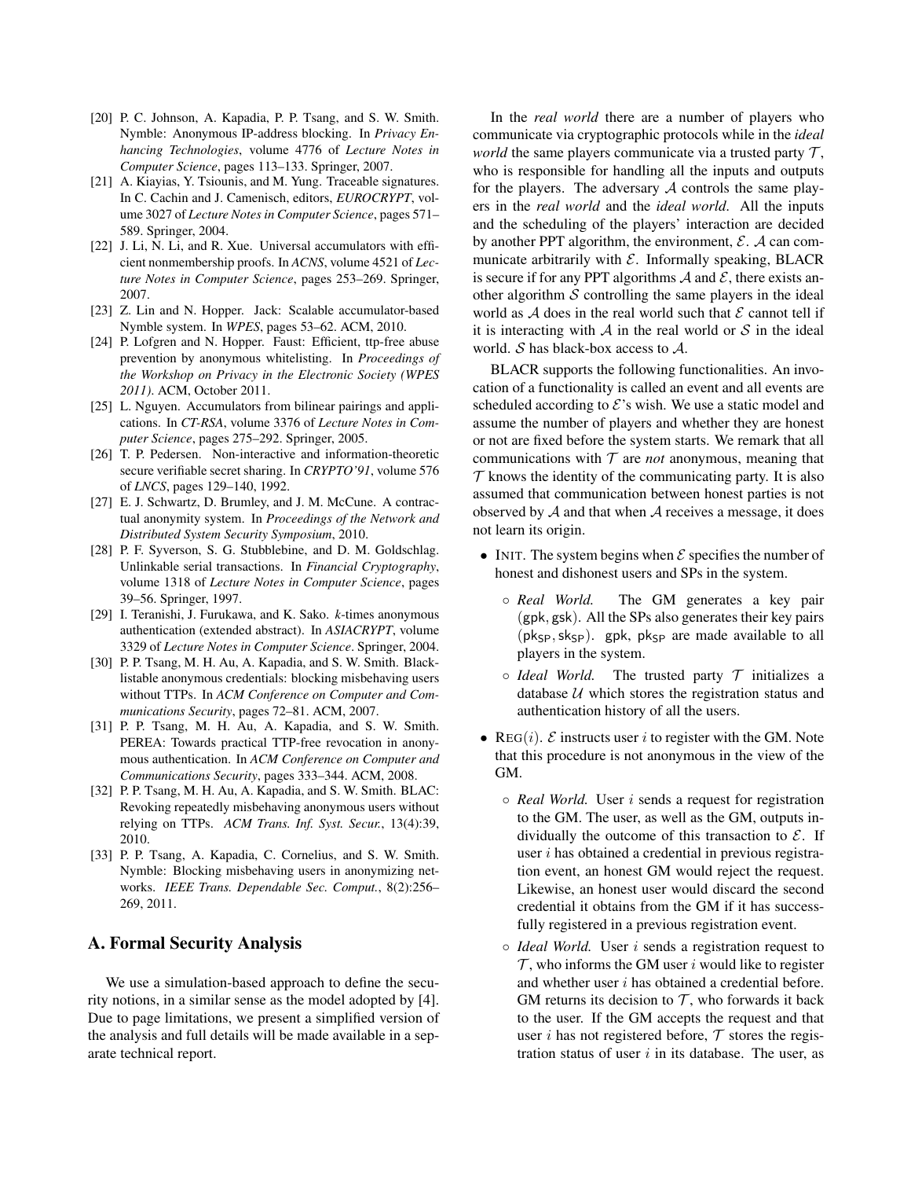[20] P. C. Johnson, A. Kapadia, P. P. Tsang, and S. W. Smith. Nymble: Anonymous IP-address blocking. In *Privacy Enhancing Technologies*, volume 4776 of *Lecture Notes in Computer Science*, pages 113–133. Springer, 2007.

[21] A. Kiayias, Y. Tsiounis, and M. Yung. Traceable signatures. In C. Cachin and J. Camenisch, editors, *EUROCRYPT*, volume 3027 of *Lecture Notes in Computer Science*, pages 571–589. Springer, 2004.

[22] J. Li, N. Li, and R. Xue. Universal accumulators with efficient nonmembership proofs. In *ACNS*, volume 4521 of *Lecture Notes in Computer Science*, pages 253–269. Springer, 2007.

[23] Z. Lin and N. Hopper. Jack: Scalable accumulator-based Nymble system. In *WPES*, pages 53–62. ACM, 2010.

[24] P. Lofgren and N. Hopper. Faust: Efficient, ttp-free abuse prevention by anonymous whitelisting. In *Proceedings of the Workshop on Privacy in the Electronic Society (WPES 2011)*. ACM, October 2011.

[25] L. Nguyen. Accumulators from bilinear pairings and applications. In *CT-RSA*, volume 3376 of *Lecture Notes in Computer Science*, pages 275–292. Springer, 2005.

[26] T. P. Pedersen. Non-interactive and information-theoretic secure verifiable secret sharing. In *CRYPTO'91*, volume 576 of *LNCS*, pages 129–140, 1992.

[27] E. J. Schwartz, D. Brumley, and J. M. McCune. A contractual anonymity system. In *Proceedings of the Network and Distributed System Security Symposium*, 2010.

[28] P. F. Syverson, S. G. Stubblebine, and D. M. Goldschlag. Unlinkable serial transactions. In *Financial Cryptography*, volume 1318 of *Lecture Notes in Computer Science*, pages 39–56. Springer, 1997.

[29] I. Teranishi, J. Furukawa, and K. Sako. *k*-times anonymous authentication (extended abstract). In *ASIACRYPT*, volume 3329 of *Lecture Notes in Computer Science*. Springer, 2004.

[30] P. P. Tsang, M. H. Au, A. Kapadia, and S. W. Smith. Blacklistable anonymous credentials: blocking misbehaving users without TTPs. In *ACM Conference on Computer and Communications Security*, pages 72–81. ACM, 2007.

[31] P. P. Tsang, M. H. Au, A. Kapadia, and S. W. Smith. PEREA: Towards practical TTP-free revocation in anonymous authentication. In *ACM Conference on Computer and Communications Security*, pages 333–344. ACM, 2008.

[32] P. P. Tsang, M. H. Au, A. Kapadia, and S. W. Smith. BLAC: Revoking repeatedly misbehaving anonymous users without relying on TTPs. *ACM Trans. Inf. Syst. Secur.*, 13(4):39, 2010.

[33] P. P. Tsang, A. Kapadia, C. Cornelius, and S. W. Smith. Nymble: Blocking misbehaving users in anonymizing networks. *IEEE Trans. Dependable Sec. Comput.*, 8(2):256–269, 2011.

## A. Formal Security Analysis

We use a simulation-based approach to define the security notions, in a similar sense as the model adopted by [4]. Due to page limitations, we present a simplified version of the analysis and full details will be made available in a separate technical report.

In the *real world* there are a number of players who communicate via cryptographic protocols while in the *ideal world* the same players communicate via a trusted party $\mathcal{T}$, who is responsible for handling all the inputs and outputs for the players. The adversary $\mathcal{A}$ controls the same players in the *real world* and the *ideal world*. All the inputs and the scheduling of the players' interaction are decided by another PPT algorithm, the environment, $\mathcal{E}$. $\mathcal{A}$ can communicate arbitrarily with $\mathcal{E}$. Informally speaking, BLACR is secure if for any PPT algorithms $\mathcal{A}$ and $\mathcal{E}$, there exists another algorithm $\mathcal{S}$ controlling the same players in the ideal world as $\mathcal{A}$ does in the real world such that $\mathcal{E}$ cannot tell if it is interacting with $\mathcal{A}$ in the real world or $\mathcal{S}$ in the ideal world. $\mathcal{S}$ has black-box access to $\mathcal{A}$.

BLACR supports the following functionalities. An invocation of a functionality is called an event and all events are scheduled according to $\mathcal{E}$'s wish. We use a static model and assume the number of players and whether they are honest or not are fixed before the system starts. We remark that all communications with $\mathcal{T}$ are *not* anonymous, meaning that $\mathcal{T}$ knows the identity of the communicating party. It is also assumed that communication between honest parties is not observed by $\mathcal{A}$ and that when $\mathcal{A}$ receives a message, it does not learn its origin.

- INIT. The system begins when $\mathcal{E}$ specifies the number of honest and dishonest users and SPs in the system.
  - *Real World.* The GM generates a key pair $(\mathsf{gpk}, \mathsf{gsk})$. All the SPs also generates their key pairs $(\mathsf{pk_{SP}}, \mathsf{sk_{SP}})$. $\mathsf{gpk}$, $\mathsf{pk_{SP}}$ are made available to all players in the system.
  - *Ideal World.* The trusted party $\mathcal{T}$ initializes a database $\mathcal{U}$ which stores the registration status and authentication history of all the users.
- REG$(i)$. $\mathcal{E}$ instructs user $i$ to register with the GM. Note that this procedure is not anonymous in the view of the GM.
  - *Real World.* User $i$ sends a request for registration to the GM. The user, as well as the GM, outputs individually the outcome of this transaction to $\mathcal{E}$. If user $i$ has obtained a credential in previous registration event, an honest GM would reject the request. Likewise, an honest user would discard the second credential it obtains from the GM if it has successfully registered in a previous registration event.
  - *Ideal World.* User $i$ sends a registration request to $\mathcal{T}$, who informs the GM user $i$ would like to register and whether user $i$ has obtained a credential before. GM returns its decision to $\mathcal{T}$, who forwards it back to the user. If the GM accepts the request and that user $i$ has not registered before, $\mathcal{T}$ stores the registration status of user $i$ in its database. The user, as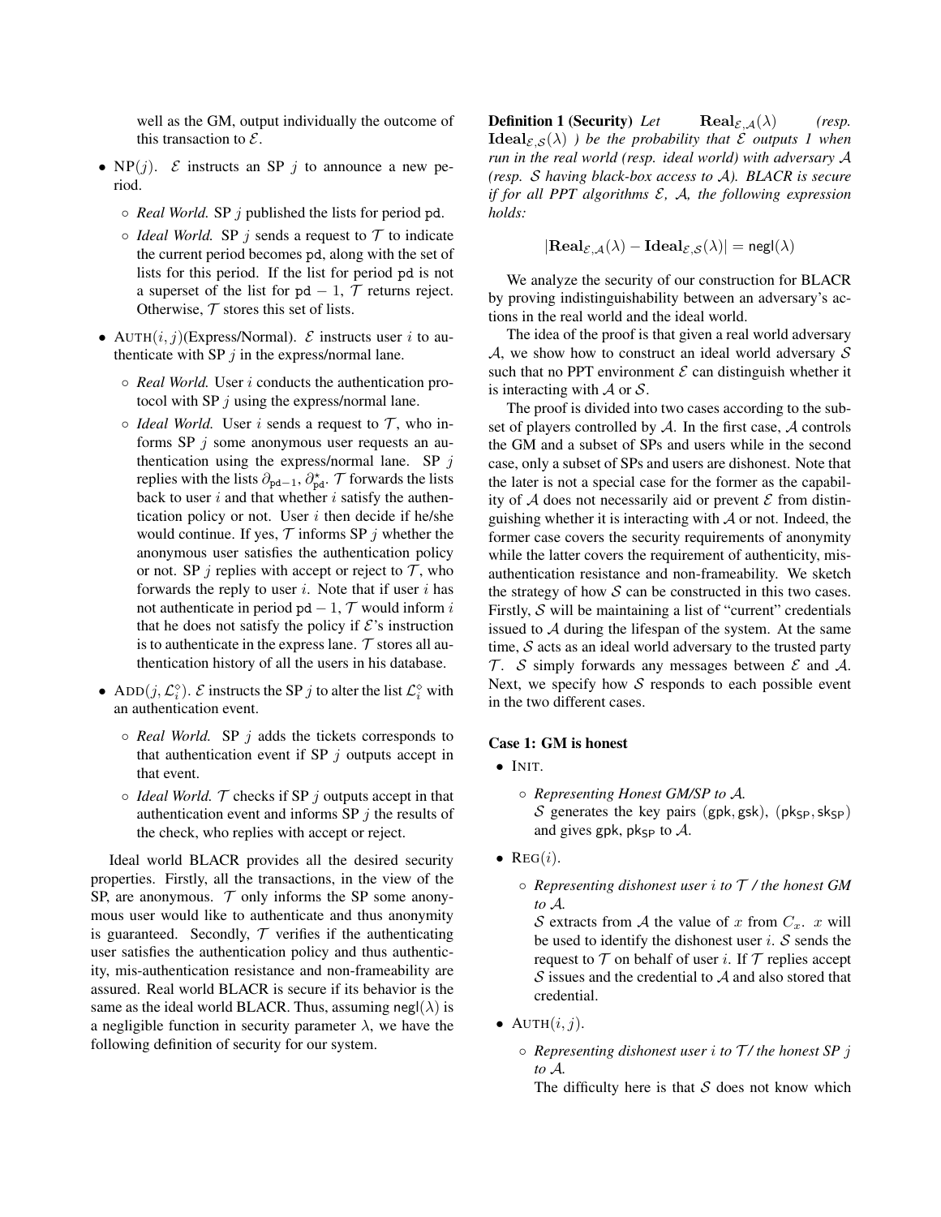well as the GM, output individually the outcome of this transaction to $\mathcal{E}$.

- NP($j$). $\mathcal{E}$ instructs an SP $j$ to announce a new period.
  - *Real World.* SP $j$ published the lists for period $\mathtt{pd}$.
  - *Ideal World.* SP $j$ sends a request to $\mathcal{T}$ to indicate the current period becomes $\mathtt{pd}$, along with the set of lists for this period. If the list for period $\mathtt{pd}$ is not a superset of the list for $\mathtt{pd}-1$, $\mathcal{T}$ returns reject. Otherwise, $\mathcal{T}$ stores this set of lists.
- AUTH($i, j$)(Express/Normal). $\mathcal{E}$ instructs user $i$ to authenticate with SP $j$ in the express/normal lane.
  - *Real World.* User $i$ conducts the authentication protocol with SP $j$ using the express/normal lane.
  - *Ideal World.* User $i$ sends a request to $\mathcal{T}$, who informs SP $j$ some anonymous user requests an authentication using the express/normal lane. SP $j$ replies with the lists $\partial_{\mathtt{pd}-1}$, $\partial^{\star}_{\mathtt{pd}}$. $\mathcal{T}$ forwards the lists back to user $i$ and that whether $i$ satisfy the authentication policy or not. User $i$ then decide if he/she would continue. If yes, $\mathcal{T}$ informs SP $j$ whether the anonymous user satisfies the authentication policy or not. SP $j$ replies with accept or reject to $\mathcal{T}$, who forwards the reply to user $i$. Note that if user $i$ has not authenticate in period $\mathtt{pd}-1$, $\mathcal{T}$ would inform $i$ that he does not satisfy the policy if $\mathcal{E}$'s instruction is to authenticate in the express lane. $\mathcal{T}$ stores all authentication history of all the users in his database.
- ADD($j, \mathcal{L}_i^{\diamond}$). $\mathcal{E}$ instructs the SP $j$ to alter the list $\mathcal{L}_i^{\diamond}$ with an authentication event.
  - *Real World.* SP $j$ adds the tickets corresponds to that authentication event if SP $j$ outputs accept in that event.
  - *Ideal World.* $\mathcal{T}$ checks if SP $j$ outputs accept in that authentication event and informs SP $j$ the results of the check, who replies with accept or reject.

Ideal world BLACR provides all the desired security properties. Firstly, all the transactions, in the view of the SP, are anonymous. $\mathcal{T}$ only informs the SP some anonymous user would like to authenticate and thus anonymity is guaranteed. Secondly, $\mathcal{T}$ verifies if the authenticating user satisfies the authentication policy and thus authenticity, mis-authentication resistance and non-frameability are assured. Real world BLACR is secure if its behavior is the same as the ideal world BLACR. Thus, assuming $\mathsf{negl}(\lambda)$ is a negligible function in security parameter $\lambda$, we have the following definition of security for our system.

**Definition 1 (Security)** *Let $\mathbf{Real}_{\mathcal{E},\mathcal{A}}(\lambda)$ (resp. $\mathbf{Ideal}_{\mathcal{E},\mathcal{S}}(\lambda)$ ) be the probability that $\mathcal{E}$ outputs 1 when run in the real world (resp. ideal world) with adversary $\mathcal{A}$ (resp. $\mathcal{S}$ having black-box access to $\mathcal{A}$). BLACR is secure if for all PPT algorithms $\mathcal{E}$, $\mathcal{A}$, the following expression holds:*

$$|\mathbf{Real}_{\mathcal{E},\mathcal{A}}(\lambda) - \mathbf{Ideal}_{\mathcal{E},\mathcal{S}}(\lambda)| = \mathsf{negl}(\lambda)$$

We analyze the security of our construction for BLACR by proving indistinguishability between an adversary's actions in the real world and the ideal world.

The idea of the proof is that given a real world adversary $\mathcal{A}$, we show how to construct an ideal world adversary $\mathcal{S}$ such that no PPT environment $\mathcal{E}$ can distinguish whether it is interacting with $\mathcal{A}$ or $\mathcal{S}$.

The proof is divided into two cases according to the subset of players controlled by $\mathcal{A}$. In the first case, $\mathcal{A}$ controls the GM and a subset of SPs and users while in the second case, only a subset of SPs and users are dishonest. Note that the later is not a special case for the former as the capability of $\mathcal{A}$ does not necessarily aid or prevent $\mathcal{E}$ from distinguishing whether it is interacting with $\mathcal{A}$ or not. Indeed, the former case covers the security requirements of anonymity while the latter covers the requirement of authenticity, mis-authentication resistance and non-frameability. We sketch the strategy of how $\mathcal{S}$ can be constructed in this two cases. Firstly, $\mathcal{S}$ will be maintaining a list of "current" credentials issued to $\mathcal{A}$ during the lifespan of the system. At the same time, $\mathcal{S}$ acts as an ideal world adversary to the trusted party $\mathcal{T}$. $\mathcal{S}$ simply forwards any messages between $\mathcal{E}$ and $\mathcal{A}$. Next, we specify how $\mathcal{S}$ responds to each possible event in the two different cases.

**Case 1: GM is honest**

- INIT.
  - *Representing Honest GM/SP to $\mathcal{A}$.* $\mathcal{S}$ generates the key pairs $(\mathsf{gpk}, \mathsf{gsk})$, $(\mathsf{pk}_{\mathsf{SP}}, \mathsf{sk}_{\mathsf{SP}})$ and gives $\mathsf{gpk}$, $\mathsf{pk}_{\mathsf{SP}}$ to $\mathcal{A}$.
- REG($i$).
  - *Representing dishonest user $i$ to $\mathcal{T}$ / the honest GM to $\mathcal{A}$.* $\mathcal{S}$ extracts from $\mathcal{A}$ the value of $x$ from $C_x$. $x$ will be used to identify the dishonest user $i$. $\mathcal{S}$ sends the request to $\mathcal{T}$ on behalf of user $i$. If $\mathcal{T}$ replies accept $\mathcal{S}$ issues and the credential to $\mathcal{A}$ and also stored that credential.
- AUTH($i, j$).
  - *Representing dishonest user $i$ to $\mathcal{T}$/ the honest SP $j$ to $\mathcal{A}$.* The difficulty here is that $\mathcal{S}$ does not know which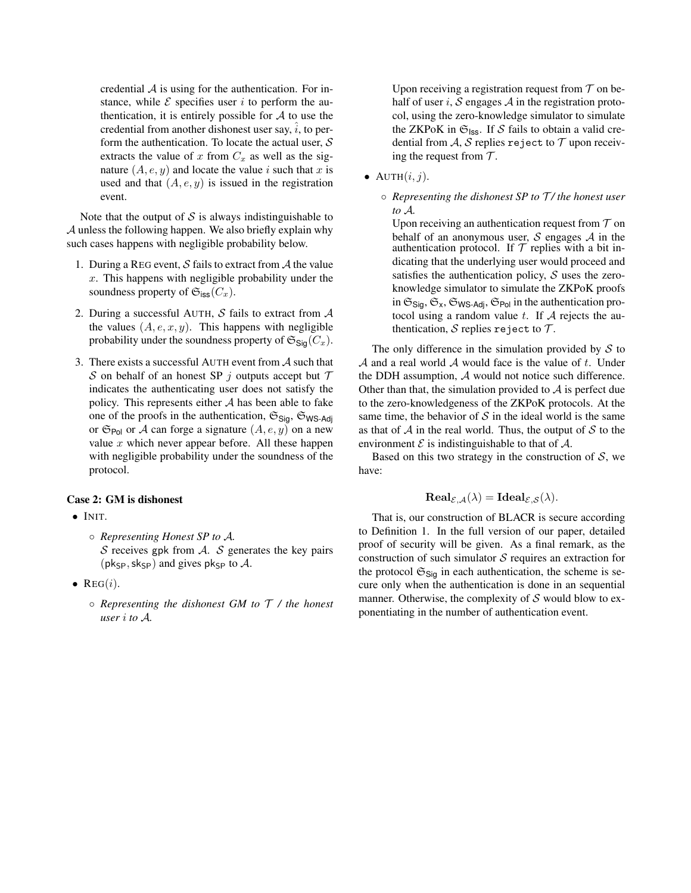credential $\mathcal{A}$ is using for the authentication. For instance, while $\mathcal{E}$ specifies user $i$ to perform the authentication, it is entirely possible for $\mathcal{A}$ to use the credential from another dishonest user say, $\hat{i}$, to perform the authentication. To locate the actual user, $\mathcal{S}$ extracts the value of $x$ from $C_x$ as well as the signature $(A, e, y)$ and locate the value $i$ such that $x$ is used and that $(A, e, y)$ is issued in the registration event.

Note that the output of $\mathcal{S}$ is always indistinguishable to $\mathcal{A}$ unless the following happen. We also briefly explain why such cases happens with negligible probability below.

1. During a REG event, $\mathcal{S}$ fails to extract from $\mathcal{A}$ the value $x$. This happens with negligible probability under the soundness property of $\mathfrak{S}_{\mathsf{iss}}(C_x)$.
2. During a successful AUTH, $\mathcal{S}$ fails to extract from $\mathcal{A}$ the values $(A, e, x, y)$. This happens with negligible probability under the soundness property of $\mathfrak{S}_{\mathsf{Sig}}(C_x)$.
3. There exists a successful AUTH event from $\mathcal{A}$ such that $\mathcal{S}$ on behalf of an honest SP $j$ outputs accept but $\mathcal{T}$ indicates the authenticating user does not satisfy the policy. This represents either $\mathcal{A}$ has been able to fake one of the proofs in the authentication, $\mathfrak{S}_{\mathsf{Sig}}$, $\mathfrak{S}_{\mathsf{WS\text{-}Adj}}$ or $\mathfrak{S}_{\mathsf{Pol}}$ or $\mathcal{A}$ can forge a signature $(A, e, y)$ on a new value $x$ which never appear before. All these happen with negligible probability under the soundness of the protocol.

**Case 2: GM is dishonest**

- INIT.
  - *Representing Honest SP to $\mathcal{A}$.*
    $\mathcal{S}$ receives $\mathsf{gpk}$ from $\mathcal{A}$. $\mathcal{S}$ generates the key pairs $(\mathsf{pk}_{\mathsf{SP}}, \mathsf{sk}_{\mathsf{SP}})$ and gives $\mathsf{pk}_{\mathsf{SP}}$ to $\mathcal{A}$.
- REG$(i)$.
  - *Representing the dishonest GM to $\mathcal{T}$ / the honest user $i$ to $\mathcal{A}$.*
    Upon receiving a registration request from $\mathcal{T}$ on behalf of user $i$, $\mathcal{S}$ engages $\mathcal{A}$ in the registration protocol, using the zero-knowledge simulator to simulate the ZKPoK in $\mathfrak{S}_{\mathsf{Iss}}$. If $\mathcal{S}$ fails to obtain a valid credential from $\mathcal{A}$, $\mathcal{S}$ replies `reject` to $\mathcal{T}$ upon receiving the request from $\mathcal{T}$.
- AUTH$(i, j)$.
  - *Representing the dishonest SP to $\mathcal{T}$/ the honest user to $\mathcal{A}$.*
    Upon receiving an authentication request from $\mathcal{T}$ on behalf of an anonymous user, $\mathcal{S}$ engages $\mathcal{A}$ in the authentication protocol. If $\mathcal{T}$ replies with a bit indicating that the underlying user would proceed and satisfies the authentication policy, $\mathcal{S}$ uses the zero-knowledge simulator to simulate the ZKPoK proofs in $\mathfrak{S}_{\mathsf{Sig}}$, $\mathfrak{S}_{\mathsf{x}}$, $\mathfrak{S}_{\mathsf{WS\text{-}Adj}}$, $\mathfrak{S}_{\mathsf{Pol}}$ in the authentication protocol using a random value $t$. If $\mathcal{A}$ rejects the authentication, $\mathcal{S}$ replies `reject` to $\mathcal{T}$.

The only difference in the simulation provided by $\mathcal{S}$ to $\mathcal{A}$ and a real world $\mathcal{A}$ would face is the value of $t$. Under the DDH assumption, $\mathcal{A}$ would not notice such difference. Other than that, the simulation provided to $\mathcal{A}$ is perfect due to the zero-knowledgeness of the ZKPoK protocols. At the same time, the behavior of $\mathcal{S}$ in the ideal world is the same as that of $\mathcal{A}$ in the real world. Thus, the output of $\mathcal{S}$ to the environment $\mathcal{E}$ is indistinguishable to that of $\mathcal{A}$.

Based on this two strategy in the construction of $\mathcal{S}$, we have:

$$\mathbf{Real}_{\mathcal{E},\mathcal{A}}(\lambda) = \mathbf{Ideal}_{\mathcal{E},\mathcal{S}}(\lambda).$$

That is, our construction of BLACR is secure according to Definition 1. In the full version of our paper, detailed proof of security will be given. As a final remark, as the construction of such simulator $\mathcal{S}$ requires an extraction for the protocol $\mathfrak{S}_{\mathsf{Sig}}$ in each authentication, the scheme is secure only when the authentication is done in an sequential manner. Otherwise, the complexity of $\mathcal{S}$ would blow to exponentiating in the number of authentication event.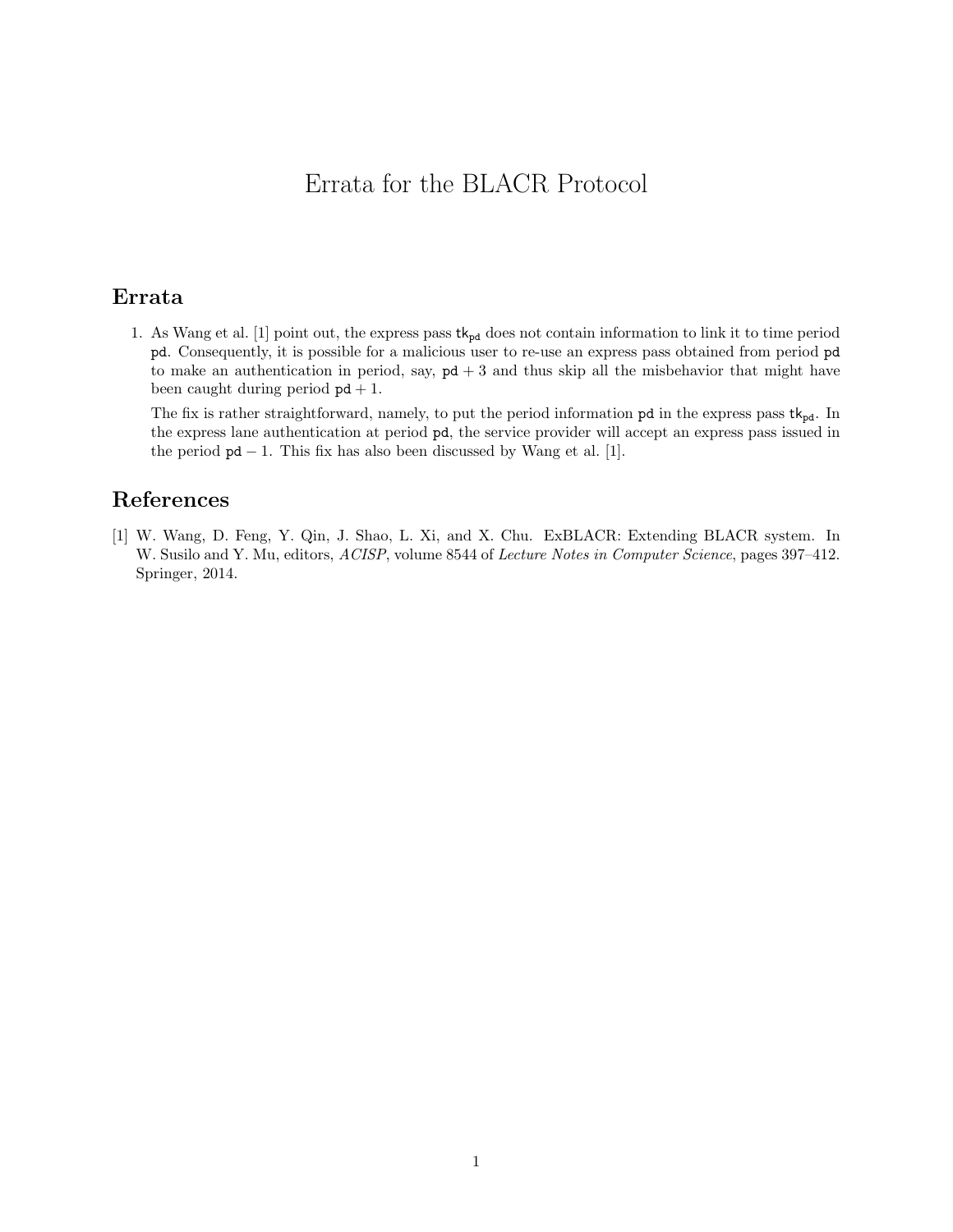# Errata for the BLACR Protocol

## Errata

1. As Wang et al. [1] point out, the express pass $\mathtt{tk}_{\mathtt{pd}}$ does not contain information to link it to time period $\mathtt{pd}$. Consequently, it is possible for a malicious user to re-use an express pass obtained from period $\mathtt{pd}$ to make an authentication in period, say, $\mathtt{pd} + 3$ and thus skip all the misbehavior that might have been caught during period $\mathtt{pd} + 1$.

   The fix is rather straightforward, namely, to put the period information $\mathtt{pd}$ in the express pass $\mathtt{tk}_{\mathtt{pd}}$. In the express lane authentication at period $\mathtt{pd}$, the service provider will accept an express pass issued in the period $\mathtt{pd} - 1$. This fix has also been discussed by Wang et al. [1].

## References

[1] W. Wang, D. Feng, Y. Qin, J. Shao, L. Xi, and X. Chu. ExBLACR: Extending BLACR system. In W. Susilo and Y. Mu, editors, *ACISP*, volume 8544 of *Lecture Notes in Computer Science*, pages 397–412. Springer, 2014.